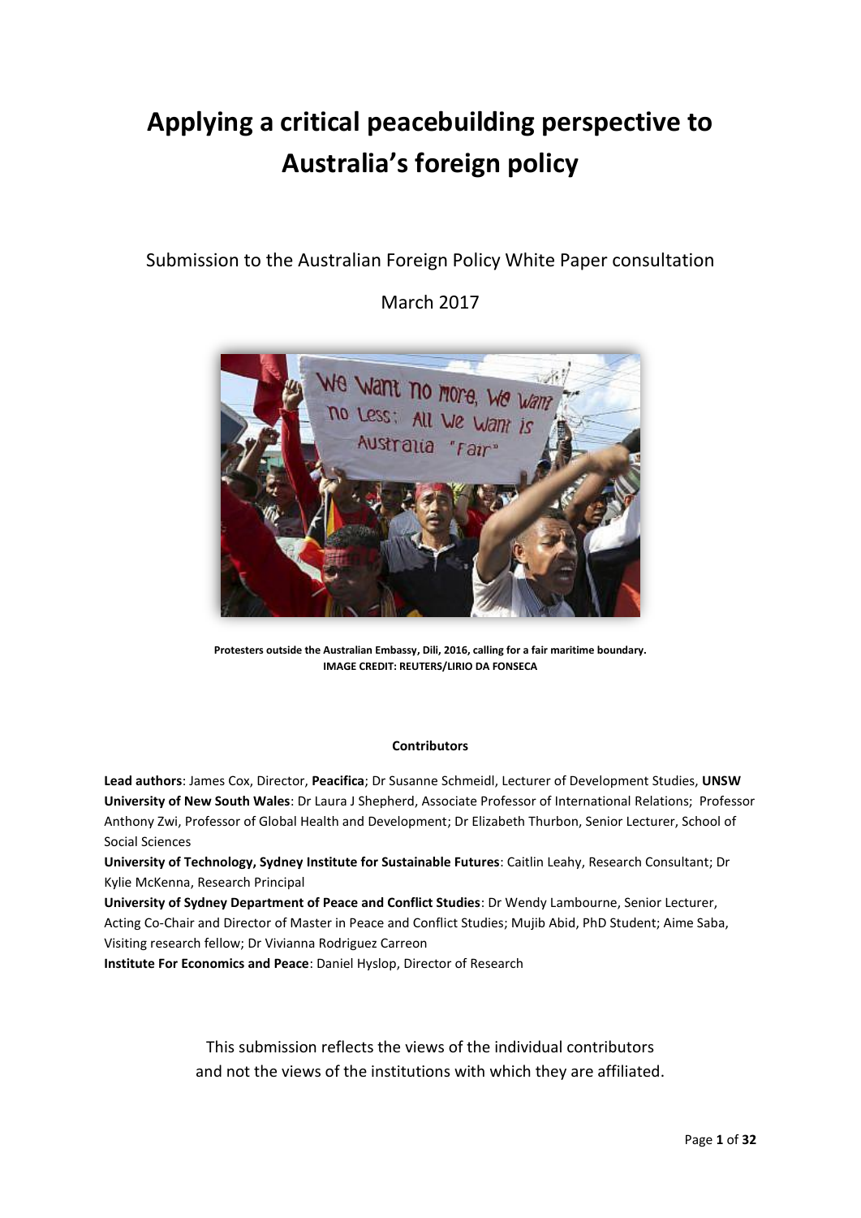# Applying a critical peacebuilding perspective to Australia's foreign policy

Submission to the Australian Foreign Policy White Paper consultation

March 2017

**Protesters outside the Australian Embassy, Dili, 2016, calling for a fair maritime boundary.**
**IMAGE CREDIT: REUTERS/LIRIO DA FONSECA**

**Contributors**

**Lead authors**: James Cox, Director, **Peacifica**; Dr Susanne Schmeidl, Lecturer of Development Studies, **UNSW**

**University of New South Wales**: Dr Laura J Shepherd, Associate Professor of International Relations; Professor Anthony Zwi, Professor of Global Health and Development; Dr Elizabeth Thurbon, Senior Lecturer, School of Social Sciences

**University of Technology, Sydney Institute for Sustainable Futures**: Caitlin Leahy, Research Consultant; Dr Kylie McKenna, Research Principal

**University of Sydney Department of Peace and Conflict Studies**: Dr Wendy Lambourne, Senior Lecturer, Acting Co-Chair and Director of Master in Peace and Conflict Studies; Mujib Abid, PhD Student; Aime Saba, Visiting research fellow; Dr Vivianna Rodriguez Carreon

**Institute For Economics and Peace**: Daniel Hyslop, Director of Research

This submission reflects the views of the individual contributors and not the views of the institutions with which they are affiliated.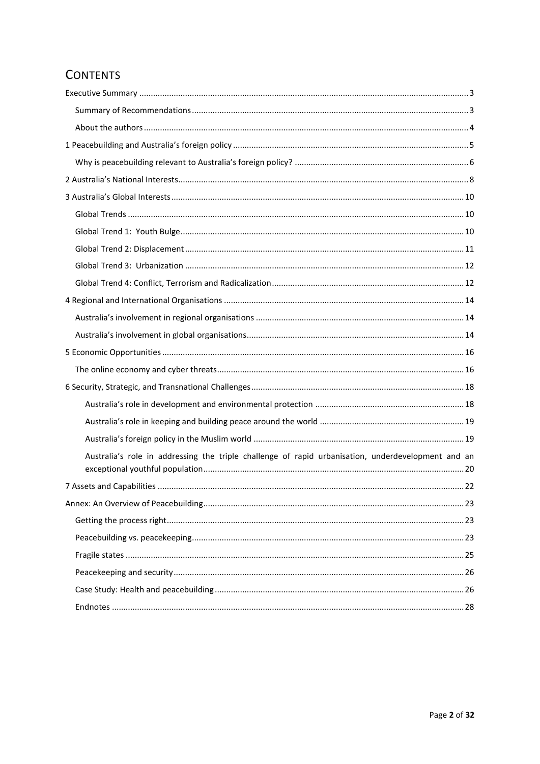# Contents

- Executive Summary ... 3
  - Summary of Recommendations ... 3
  - About the authors ... 4
- 1 Peacebuilding and Australia's foreign policy ... 5
  - Why is peacebuilding relevant to Australia's foreign policy? ... 6
- 2 Australia's National Interests ... 8
- 3 Australia's Global Interests ... 10
  - Global Trends ... 10
  - Global Trend 1: Youth Bulge ... 10
  - Global Trend 2: Displacement ... 11
  - Global Trend 3: Urbanization ... 12
  - Global Trend 4: Conflict, Terrorism and Radicalization ... 12
- 4 Regional and International Organisations ... 14
  - Australia's involvement in regional organisations ... 14
  - Australia's involvement in global organisations ... 14
- 5 Economic Opportunities ... 16
  - The online economy and cyber threats ... 16
- 6 Security, Strategic, and Transnational Challenges ... 18
  - Australia's role in development and environmental protection ... 18
  - Australia's role in keeping and building peace around the world ... 19
  - Australia's foreign policy in the Muslim world ... 19
  - Australia's role in addressing the triple challenge of rapid urbanisation, underdevelopment and an exceptional youthful population ... 20
- 7 Assets and Capabilities ... 22
- Annex: An Overview of Peacebuilding ... 23
  - Getting the process right ... 23
  - Peacebuilding vs. peacekeeping ... 23
  - Fragile states ... 25
  - Peacekeeping and security ... 26
  - Case Study: Health and peacebuilding ... 26
  - Endnotes ... 28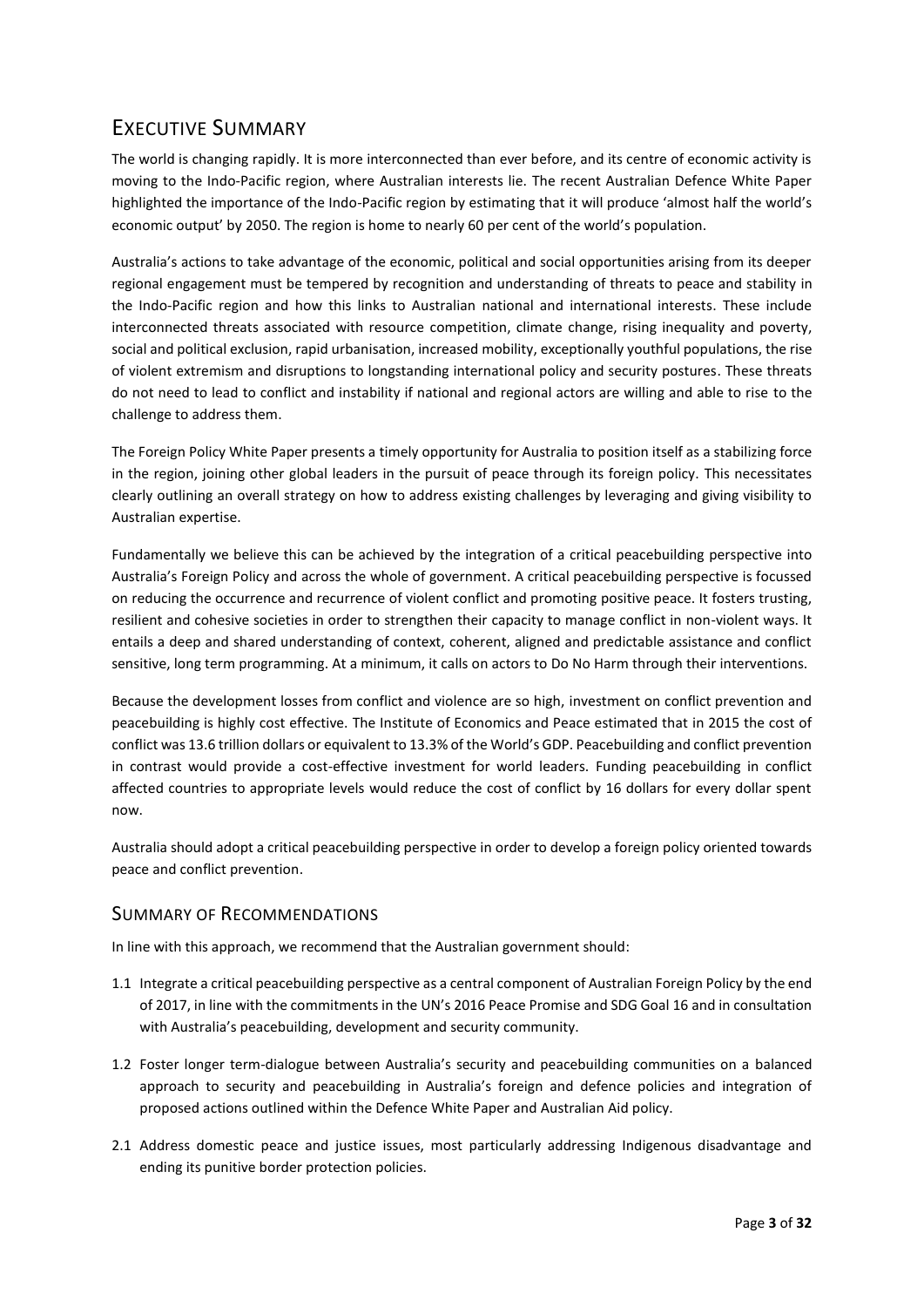# Executive Summary

The world is changing rapidly. It is more interconnected than ever before, and its centre of economic activity is moving to the Indo-Pacific region, where Australian interests lie. The recent Australian Defence White Paper highlighted the importance of the Indo-Pacific region by estimating that it will produce 'almost half the world's economic output' by 2050. The region is home to nearly 60 per cent of the world's population.

Australia's actions to take advantage of the economic, political and social opportunities arising from its deeper regional engagement must be tempered by recognition and understanding of threats to peace and stability in the Indo-Pacific region and how this links to Australian national and international interests. These include interconnected threats associated with resource competition, climate change, rising inequality and poverty, social and political exclusion, rapid urbanisation, increased mobility, exceptionally youthful populations, the rise of violent extremism and disruptions to longstanding international policy and security postures. These threats do not need to lead to conflict and instability if national and regional actors are willing and able to rise to the challenge to address them.

The Foreign Policy White Paper presents a timely opportunity for Australia to position itself as a stabilizing force in the region, joining other global leaders in the pursuit of peace through its foreign policy. This necessitates clearly outlining an overall strategy on how to address existing challenges by leveraging and giving visibility to Australian expertise.

Fundamentally we believe this can be achieved by the integration of a critical peacebuilding perspective into Australia's Foreign Policy and across the whole of government. A critical peacebuilding perspective is focussed on reducing the occurrence and recurrence of violent conflict and promoting positive peace. It fosters trusting, resilient and cohesive societies in order to strengthen their capacity to manage conflict in non-violent ways. It entails a deep and shared understanding of context, coherent, aligned and predictable assistance and conflict sensitive, long term programming. At a minimum, it calls on actors to Do No Harm through their interventions.

Because the development losses from conflict and violence are so high, investment on conflict prevention and peacebuilding is highly cost effective. The Institute of Economics and Peace estimated that in 2015 the cost of conflict was 13.6 trillion dollars or equivalent to 13.3% of the World's GDP. Peacebuilding and conflict prevention in contrast would provide a cost-effective investment for world leaders. Funding peacebuilding in conflict affected countries to appropriate levels would reduce the cost of conflict by 16 dollars for every dollar spent now.

Australia should adopt a critical peacebuilding perspective in order to develop a foreign policy oriented towards peace and conflict prevention.

## Summary of Recommendations

In line with this approach, we recommend that the Australian government should:

1.1 Integrate a critical peacebuilding perspective as a central component of Australian Foreign Policy by the end of 2017, in line with the commitments in the UN's 2016 Peace Promise and SDG Goal 16 and in consultation with Australia's peacebuilding, development and security community.

1.2 Foster longer term-dialogue between Australia's security and peacebuilding communities on a balanced approach to security and peacebuilding in Australia's foreign and defence policies and integration of proposed actions outlined within the Defence White Paper and Australian Aid policy.

2.1 Address domestic peace and justice issues, most particularly addressing Indigenous disadvantage and ending its punitive border protection policies.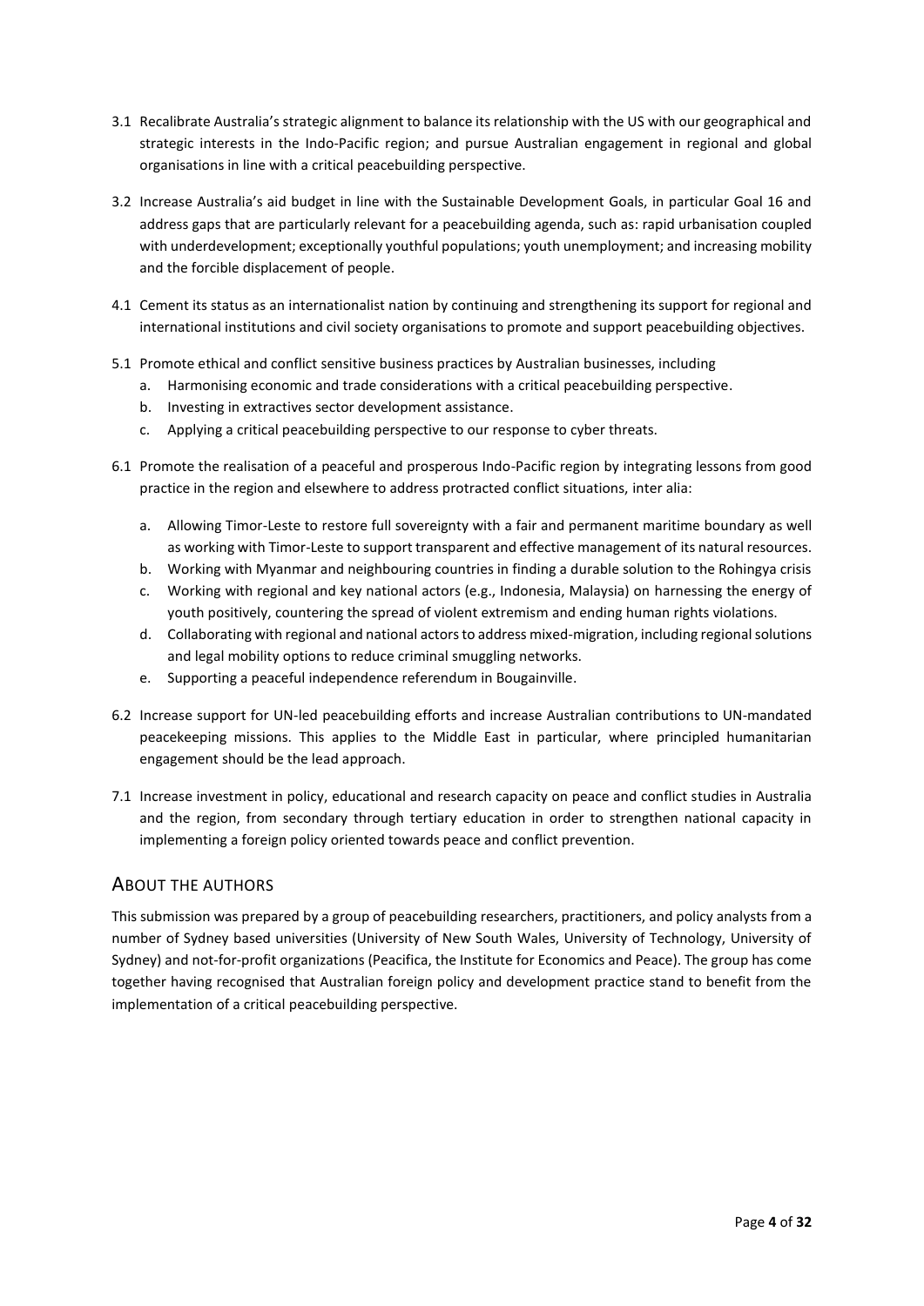3.1 Recalibrate Australia's strategic alignment to balance its relationship with the US with our geographical and strategic interests in the Indo-Pacific region; and pursue Australian engagement in regional and global organisations in line with a critical peacebuilding perspective.

3.2 Increase Australia's aid budget in line with the Sustainable Development Goals, in particular Goal 16 and address gaps that are particularly relevant for a peacebuilding agenda, such as: rapid urbanisation coupled with underdevelopment; exceptionally youthful populations; youth unemployment; and increasing mobility and the forcible displacement of people.

4.1 Cement its status as an internationalist nation by continuing and strengthening its support for regional and international institutions and civil society organisations to promote and support peacebuilding objectives.

5.1 Promote ethical and conflict sensitive business practices by Australian businesses, including

   a. Harmonising economic and trade considerations with a critical peacebuilding perspective.
   b. Investing in extractives sector development assistance.
   c. Applying a critical peacebuilding perspective to our response to cyber threats.

6.1 Promote the realisation of a peaceful and prosperous Indo-Pacific region by integrating lessons from good practice in the region and elsewhere to address protracted conflict situations, inter alia:

   a. Allowing Timor-Leste to restore full sovereignty with a fair and permanent maritime boundary as well as working with Timor-Leste to support transparent and effective management of its natural resources.
   b. Working with Myanmar and neighbouring countries in finding a durable solution to the Rohingya crisis
   c. Working with regional and key national actors (e.g., Indonesia, Malaysia) on harnessing the energy of youth positively, countering the spread of violent extremism and ending human rights violations.
   d. Collaborating with regional and national actors to address mixed-migration, including regional solutions and legal mobility options to reduce criminal smuggling networks.
   e. Supporting a peaceful independence referendum in Bougainville.

6.2 Increase support for UN-led peacebuilding efforts and increase Australian contributions to UN-mandated peacekeeping missions. This applies to the Middle East in particular, where principled humanitarian engagement should be the lead approach.

7.1 Increase investment in policy, educational and research capacity on peace and conflict studies in Australia and the region, from secondary through tertiary education in order to strengthen national capacity in implementing a foreign policy oriented towards peace and conflict prevention.

## About the Authors

This submission was prepared by a group of peacebuilding researchers, practitioners, and policy analysts from a number of Sydney based universities (University of New South Wales, University of Technology, University of Sydney) and not-for-profit organizations (Peacifica, the Institute for Economics and Peace). The group has come together having recognised that Australian foreign policy and development practice stand to benefit from the implementation of a critical peacebuilding perspective.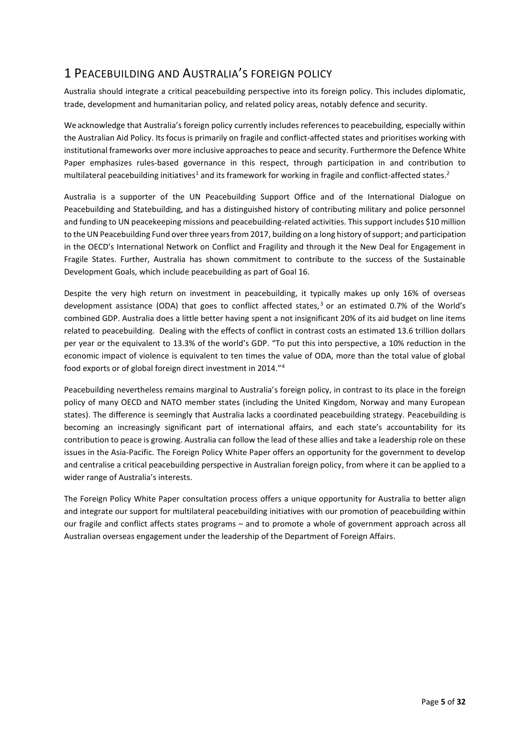# 1 Peacebuilding and Australia's foreign policy

Australia should integrate a critical peacebuilding perspective into its foreign policy. This includes diplomatic, trade, development and humanitarian policy, and related policy areas, notably defence and security.

We acknowledge that Australia's foreign policy currently includes references to peacebuilding, especially within the Australian Aid Policy. Its focus is primarily on fragile and conflict-affected states and prioritises working with institutional frameworks over more inclusive approaches to peace and security. Furthermore the Defence White Paper emphasizes rules-based governance in this respect, through participation in and contribution to multilateral peacebuilding initiatives[1] and its framework for working in fragile and conflict-affected states.[2]

Australia is a supporter of the UN Peacebuilding Support Office and of the International Dialogue on Peacebuilding and Statebuilding, and has a distinguished history of contributing military and police personnel and funding to UN peacekeeping missions and peacebuilding-related activities. This support includes $10 million to the UN Peacebuilding Fund over three years from 2017, building on a long history of support; and participation in the OECD's International Network on Conflict and Fragility and through it the New Deal for Engagement in Fragile States. Further, Australia has shown commitment to contribute to the success of the Sustainable Development Goals, which include peacebuilding as part of Goal 16.

Despite the very high return on investment in peacebuilding, it typically makes up only 16% of overseas development assistance (ODA) that goes to conflict affected states,[3] or an estimated 0.7% of the World's combined GDP. Australia does a little better having spent a not insignificant 20% of its aid budget on line items related to peacebuilding. Dealing with the effects of conflict in contrast costs an estimated 13.6 trillion dollars per year or the equivalent to 13.3% of the world's GDP. "To put this into perspective, a 10% reduction in the economic impact of violence is equivalent to ten times the value of ODA, more than the total value of global food exports or of global foreign direct investment in 2014."[4]

Peacebuilding nevertheless remains marginal to Australia's foreign policy, in contrast to its place in the foreign policy of many OECD and NATO member states (including the United Kingdom, Norway and many European states). The difference is seemingly that Australia lacks a coordinated peacebuilding strategy. Peacebuilding is becoming an increasingly significant part of international affairs, and each state's accountability for its contribution to peace is growing. Australia can follow the lead of these allies and take a leadership role on these issues in the Asia-Pacific. The Foreign Policy White Paper offers an opportunity for the government to develop and centralise a critical peacebuilding perspective in Australian foreign policy, from where it can be applied to a wider range of Australia's interests.

The Foreign Policy White Paper consultation process offers a unique opportunity for Australia to better align and integrate our support for multilateral peacebuilding initiatives with our promotion of peacebuilding within our fragile and conflict affects states programs – and to promote a whole of government approach across all Australian overseas engagement under the leadership of the Department of Foreign Affairs.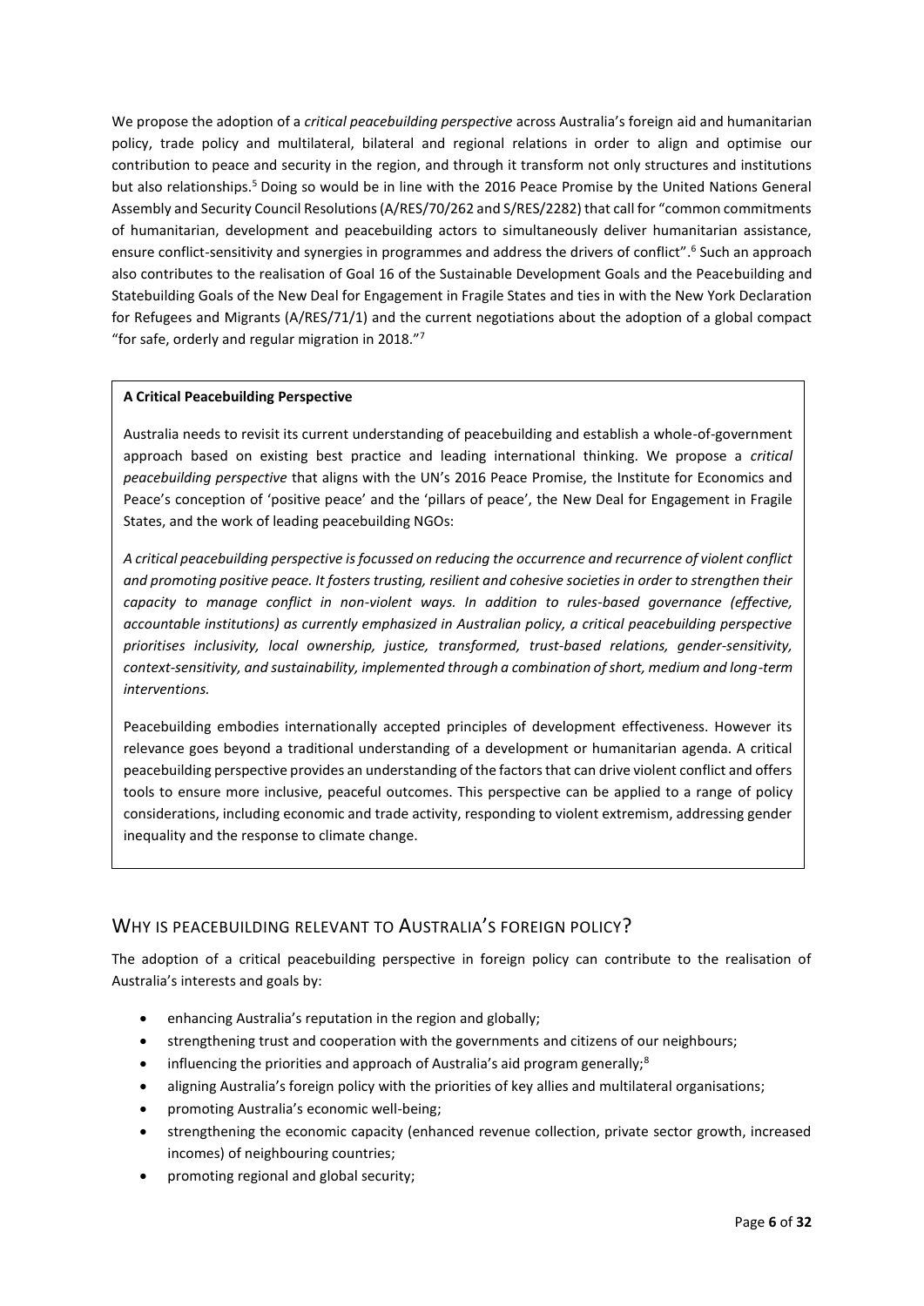We propose the adoption of a *critical peacebuilding perspective* across Australia's foreign aid and humanitarian policy, trade policy and multilateral, bilateral and regional relations in order to align and optimise our contribution to peace and security in the region, and through it transform not only structures and institutions but also relationships.[5] Doing so would be in line with the 2016 Peace Promise by the United Nations General Assembly and Security Council Resolutions (A/RES/70/262 and S/RES/2282) that call for "common commitments of humanitarian, development and peacebuilding actors to simultaneously deliver humanitarian assistance, ensure conflict-sensitivity and synergies in programmes and address the drivers of conflict".[6] Such an approach also contributes to the realisation of Goal 16 of the Sustainable Development Goals and the Peacebuilding and Statebuilding Goals of the New Deal for Engagement in Fragile States and ties in with the New York Declaration for Refugees and Migrants (A/RES/71/1) and the current negotiations about the adoption of a global compact "for safe, orderly and regular migration in 2018."[7]

**A Critical Peacebuilding Perspective**

Australia needs to revisit its current understanding of peacebuilding and establish a whole-of-government approach based on existing best practice and leading international thinking. We propose a *critical peacebuilding perspective* that aligns with the UN's 2016 Peace Promise, the Institute for Economics and Peace's conception of 'positive peace' and the 'pillars of peace', the New Deal for Engagement in Fragile States, and the work of leading peacebuilding NGOs:

*A critical peacebuilding perspective is focussed on reducing the occurrence and recurrence of violent conflict and promoting positive peace. It fosters trusting, resilient and cohesive societies in order to strengthen their capacity to manage conflict in non-violent ways. In addition to rules-based governance (effective, accountable institutions) as currently emphasized in Australian policy, a critical peacebuilding perspective prioritises inclusivity, local ownership, justice, transformed, trust-based relations, gender-sensitivity, context-sensitivity, and sustainability, implemented through a combination of short, medium and long-term interventions.*

Peacebuilding embodies internationally accepted principles of development effectiveness. However its relevance goes beyond a traditional understanding of a development or humanitarian agenda. A critical peacebuilding perspective provides an understanding of the factors that can drive violent conflict and offers tools to ensure more inclusive, peaceful outcomes. This perspective can be applied to a range of policy considerations, including economic and trade activity, responding to violent extremism, addressing gender inequality and the response to climate change.

## WHY IS PEACEBUILDING RELEVANT TO AUSTRALIA'S FOREIGN POLICY?

The adoption of a critical peacebuilding perspective in foreign policy can contribute to the realisation of Australia's interests and goals by:

- enhancing Australia's reputation in the region and globally;
- strengthening trust and cooperation with the governments and citizens of our neighbours;
- influencing the priorities and approach of Australia's aid program generally;[8]
- aligning Australia's foreign policy with the priorities of key allies and multilateral organisations;
- promoting Australia's economic well-being;
- strengthening the economic capacity (enhanced revenue collection, private sector growth, increased incomes) of neighbouring countries;
- promoting regional and global security;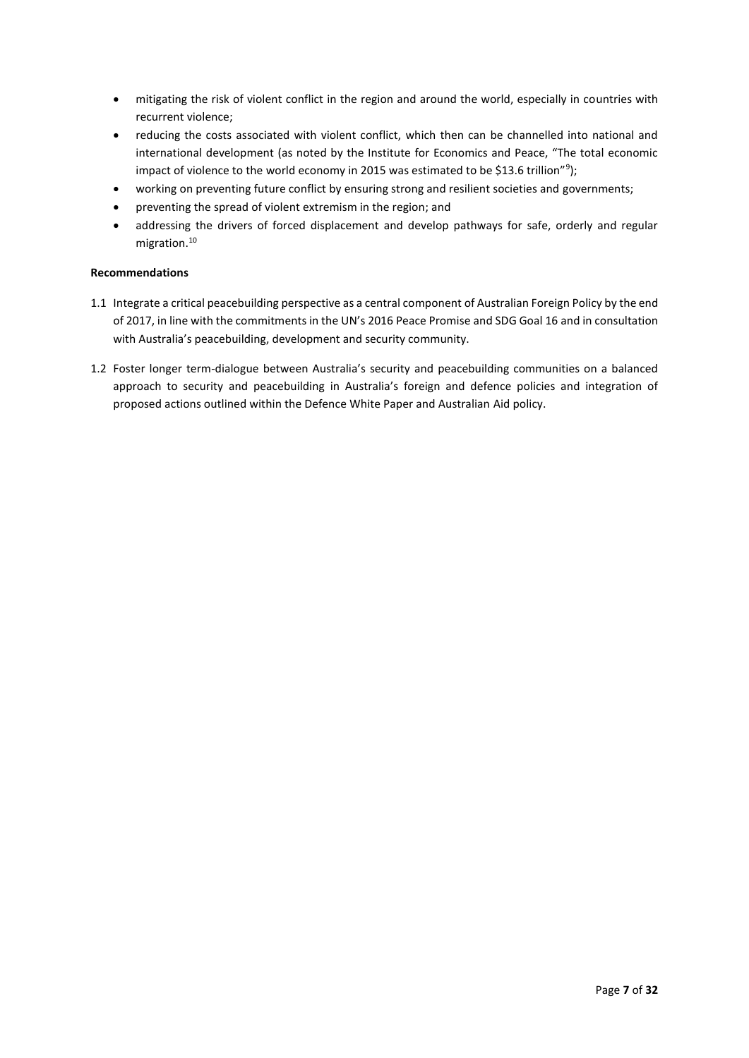- mitigating the risk of violent conflict in the region and around the world, especially in countries with recurrent violence;
- reducing the costs associated with violent conflict, which then can be channelled into national and international development (as noted by the Institute for Economics and Peace, "The total economic impact of violence to the world economy in 2015 was estimated to be $13.6 trillion"[9]);
- working on preventing future conflict by ensuring strong and resilient societies and governments;
- preventing the spread of violent extremism in the region; and
- addressing the drivers of forced displacement and develop pathways for safe, orderly and regular migration.[10]

**Recommendations**

1.1 Integrate a critical peacebuilding perspective as a central component of Australian Foreign Policy by the end of 2017, in line with the commitments in the UN's 2016 Peace Promise and SDG Goal 16 and in consultation with Australia's peacebuilding, development and security community.

1.2 Foster longer term-dialogue between Australia's security and peacebuilding communities on a balanced approach to security and peacebuilding in Australia's foreign and defence policies and integration of proposed actions outlined within the Defence White Paper and Australian Aid policy.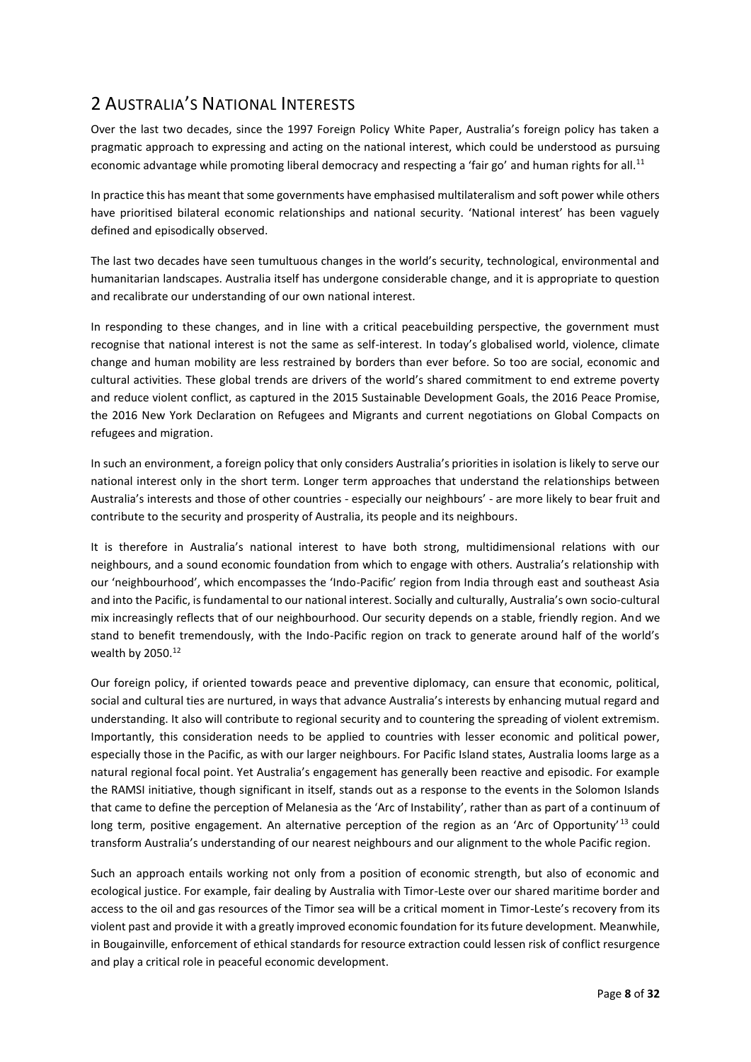## 2 AUSTRALIA'S NATIONAL INTERESTS

Over the last two decades, since the 1997 Foreign Policy White Paper, Australia's foreign policy has taken a pragmatic approach to expressing and acting on the national interest, which could be understood as pursuing economic advantage while promoting liberal democracy and respecting a 'fair go' and human rights for all.[11]

In practice this has meant that some governments have emphasised multilateralism and soft power while others have prioritised bilateral economic relationships and national security. 'National interest' has been vaguely defined and episodically observed.

The last two decades have seen tumultuous changes in the world's security, technological, environmental and humanitarian landscapes. Australia itself has undergone considerable change, and it is appropriate to question and recalibrate our understanding of our own national interest.

In responding to these changes, and in line with a critical peacebuilding perspective, the government must recognise that national interest is not the same as self-interest. In today's globalised world, violence, climate change and human mobility are less restrained by borders than ever before. So too are social, economic and cultural activities. These global trends are drivers of the world's shared commitment to end extreme poverty and reduce violent conflict, as captured in the 2015 Sustainable Development Goals, the 2016 Peace Promise, the 2016 New York Declaration on Refugees and Migrants and current negotiations on Global Compacts on refugees and migration.

In such an environment, a foreign policy that only considers Australia's priorities in isolation is likely to serve our national interest only in the short term. Longer term approaches that understand the relationships between Australia's interests and those of other countries - especially our neighbours' - are more likely to bear fruit and contribute to the security and prosperity of Australia, its people and its neighbours.

It is therefore in Australia's national interest to have both strong, multidimensional relations with our neighbours, and a sound economic foundation from which to engage with others. Australia's relationship with our 'neighbourhood', which encompasses the 'Indo-Pacific' region from India through east and southeast Asia and into the Pacific, is fundamental to our national interest. Socially and culturally, Australia's own socio-cultural mix increasingly reflects that of our neighbourhood. Our security depends on a stable, friendly region. And we stand to benefit tremendously, with the Indo-Pacific region on track to generate around half of the world's wealth by 2050.[12]

Our foreign policy, if oriented towards peace and preventive diplomacy, can ensure that economic, political, social and cultural ties are nurtured, in ways that advance Australia's interests by enhancing mutual regard and understanding. It also will contribute to regional security and to countering the spreading of violent extremism. Importantly, this consideration needs to be applied to countries with lesser economic and political power, especially those in the Pacific, as with our larger neighbours. For Pacific Island states, Australia looms large as a natural regional focal point. Yet Australia's engagement has generally been reactive and episodic. For example the RAMSI initiative, though significant in itself, stands out as a response to the events in the Solomon Islands that came to define the perception of Melanesia as the 'Arc of Instability', rather than as part of a continuum of long term, positive engagement. An alternative perception of the region as an 'Arc of Opportunity'[13] could transform Australia's understanding of our nearest neighbours and our alignment to the whole Pacific region.

Such an approach entails working not only from a position of economic strength, but also of economic and ecological justice. For example, fair dealing by Australia with Timor-Leste over our shared maritime border and access to the oil and gas resources of the Timor sea will be a critical moment in Timor-Leste's recovery from its violent past and provide it with a greatly improved economic foundation for its future development. Meanwhile, in Bougainville, enforcement of ethical standards for resource extraction could lessen risk of conflict resurgence and play a critical role in peaceful economic development.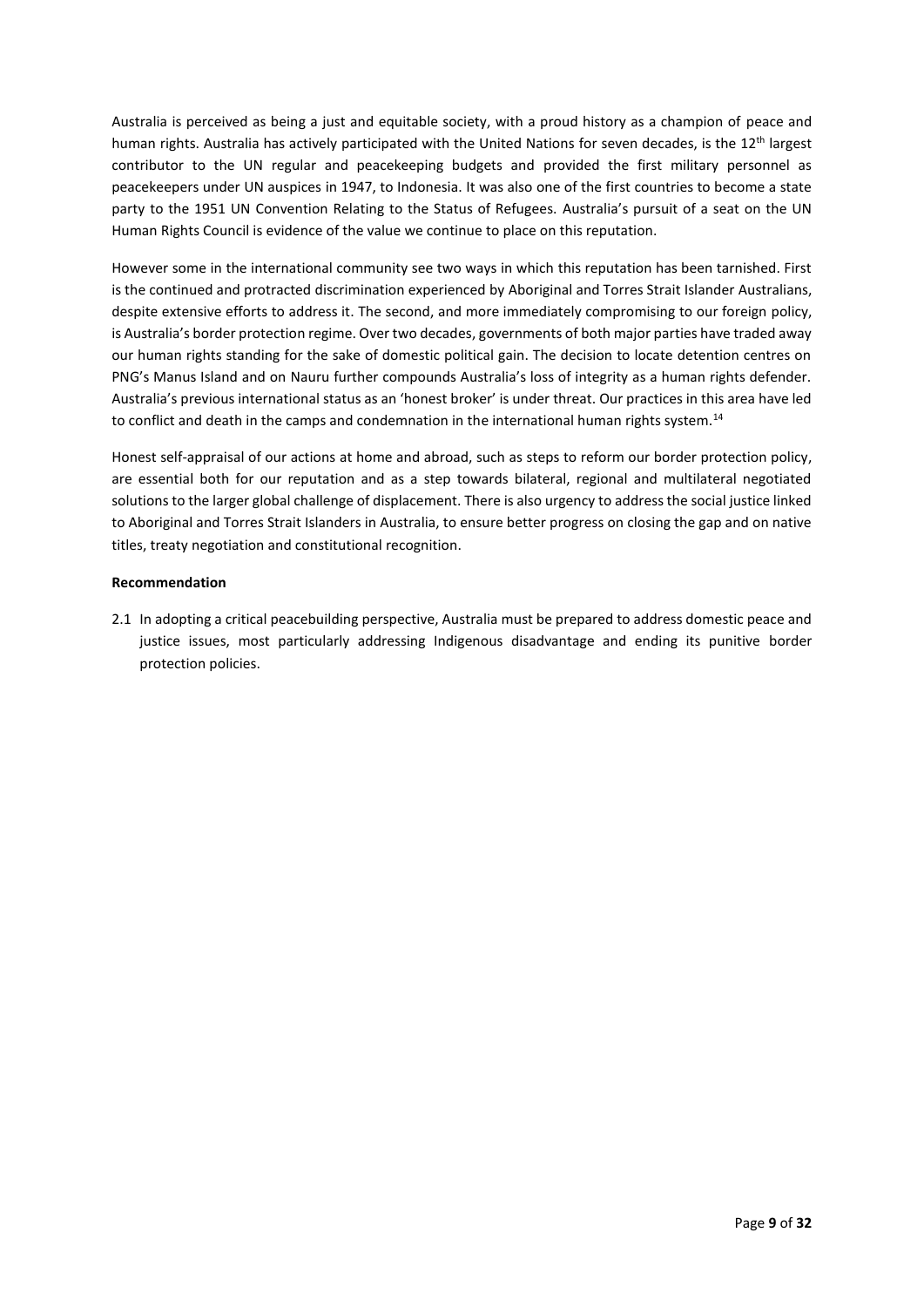Australia is perceived as being a just and equitable society, with a proud history as a champion of peace and human rights. Australia has actively participated with the United Nations for seven decades, is the 12th largest contributor to the UN regular and peacekeeping budgets and provided the first military personnel as peacekeepers under UN auspices in 1947, to Indonesia. It was also one of the first countries to become a state party to the 1951 UN Convention Relating to the Status of Refugees. Australia's pursuit of a seat on the UN Human Rights Council is evidence of the value we continue to place on this reputation.

However some in the international community see two ways in which this reputation has been tarnished. First is the continued and protracted discrimination experienced by Aboriginal and Torres Strait Islander Australians, despite extensive efforts to address it. The second, and more immediately compromising to our foreign policy, is Australia's border protection regime. Over two decades, governments of both major parties have traded away our human rights standing for the sake of domestic political gain. The decision to locate detention centres on PNG's Manus Island and on Nauru further compounds Australia's loss of integrity as a human rights defender. Australia's previous international status as an 'honest broker' is under threat. Our practices in this area have led to conflict and death in the camps and condemnation in the international human rights system.[14]

Honest self-appraisal of our actions at home and abroad, such as steps to reform our border protection policy, are essential both for our reputation and as a step towards bilateral, regional and multilateral negotiated solutions to the larger global challenge of displacement. There is also urgency to address the social justice linked to Aboriginal and Torres Strait Islanders in Australia, to ensure better progress on closing the gap and on native titles, treaty negotiation and constitutional recognition.

**Recommendation**

2.1 In adopting a critical peacebuilding perspective, Australia must be prepared to address domestic peace and justice issues, most particularly addressing Indigenous disadvantage and ending its punitive border protection policies.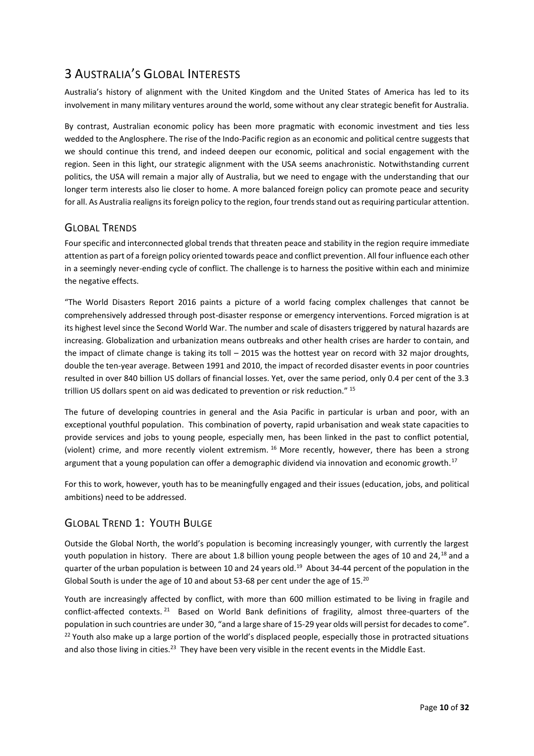# 3 AUSTRALIA'S GLOBAL INTERESTS

Australia's history of alignment with the United Kingdom and the United States of America has led to its involvement in many military ventures around the world, some without any clear strategic benefit for Australia.

By contrast, Australian economic policy has been more pragmatic with economic investment and ties less wedded to the Anglosphere. The rise of the Indo-Pacific region as an economic and political centre suggests that we should continue this trend, and indeed deepen our economic, political and social engagement with the region. Seen in this light, our strategic alignment with the USA seems anachronistic. Notwithstanding current politics, the USA will remain a major ally of Australia, but we need to engage with the understanding that our longer term interests also lie closer to home. A more balanced foreign policy can promote peace and security for all. As Australia realigns its foreign policy to the region, four trends stand out as requiring particular attention.

## GLOBAL TRENDS

Four specific and interconnected global trends that threaten peace and stability in the region require immediate attention as part of a foreign policy oriented towards peace and conflict prevention. All four influence each other in a seemingly never-ending cycle of conflict. The challenge is to harness the positive within each and minimize the negative effects.

"The World Disasters Report 2016 paints a picture of a world facing complex challenges that cannot be comprehensively addressed through post-disaster response or emergency interventions. Forced migration is at its highest level since the Second World War. The number and scale of disasters triggered by natural hazards are increasing. Globalization and urbanization means outbreaks and other health crises are harder to contain, and the impact of climate change is taking its toll – 2015 was the hottest year on record with 32 major droughts, double the ten-year average. Between 1991 and 2010, the impact of recorded disaster events in poor countries resulted in over 840 billion US dollars of financial losses. Yet, over the same period, only 0.4 per cent of the 3.3 trillion US dollars spent on aid was dedicated to prevention or risk reduction." [15]

The future of developing countries in general and the Asia Pacific in particular is urban and poor, with an exceptional youthful population. This combination of poverty, rapid urbanisation and weak state capacities to provide services and jobs to young people, especially men, has been linked in the past to conflict potential, (violent) crime, and more recently violent extremism. [16] More recently, however, there has been a strong argument that a young population can offer a demographic dividend via innovation and economic growth.[17]

For this to work, however, youth has to be meaningfully engaged and their issues (education, jobs, and political ambitions) need to be addressed.

## GLOBAL TREND 1: YOUTH BULGE

Outside the Global North, the world's population is becoming increasingly younger, with currently the largest youth population in history. There are about 1.8 billion young people between the ages of 10 and 24,[18] and a quarter of the urban population is between 10 and 24 years old.[19] About 34-44 percent of the population in the Global South is under the age of 10 and about 53-68 per cent under the age of 15.[20]

Youth are increasingly affected by conflict, with more than 600 million estimated to be living in fragile and conflict-affected contexts. [21] Based on World Bank definitions of fragility, almost three-quarters of the population in such countries are under 30, "and a large share of 15-29 year olds will persist for decades to come". [22] Youth also make up a large portion of the world's displaced people, especially those in protracted situations and also those living in cities.[23] They have been very visible in the recent events in the Middle East.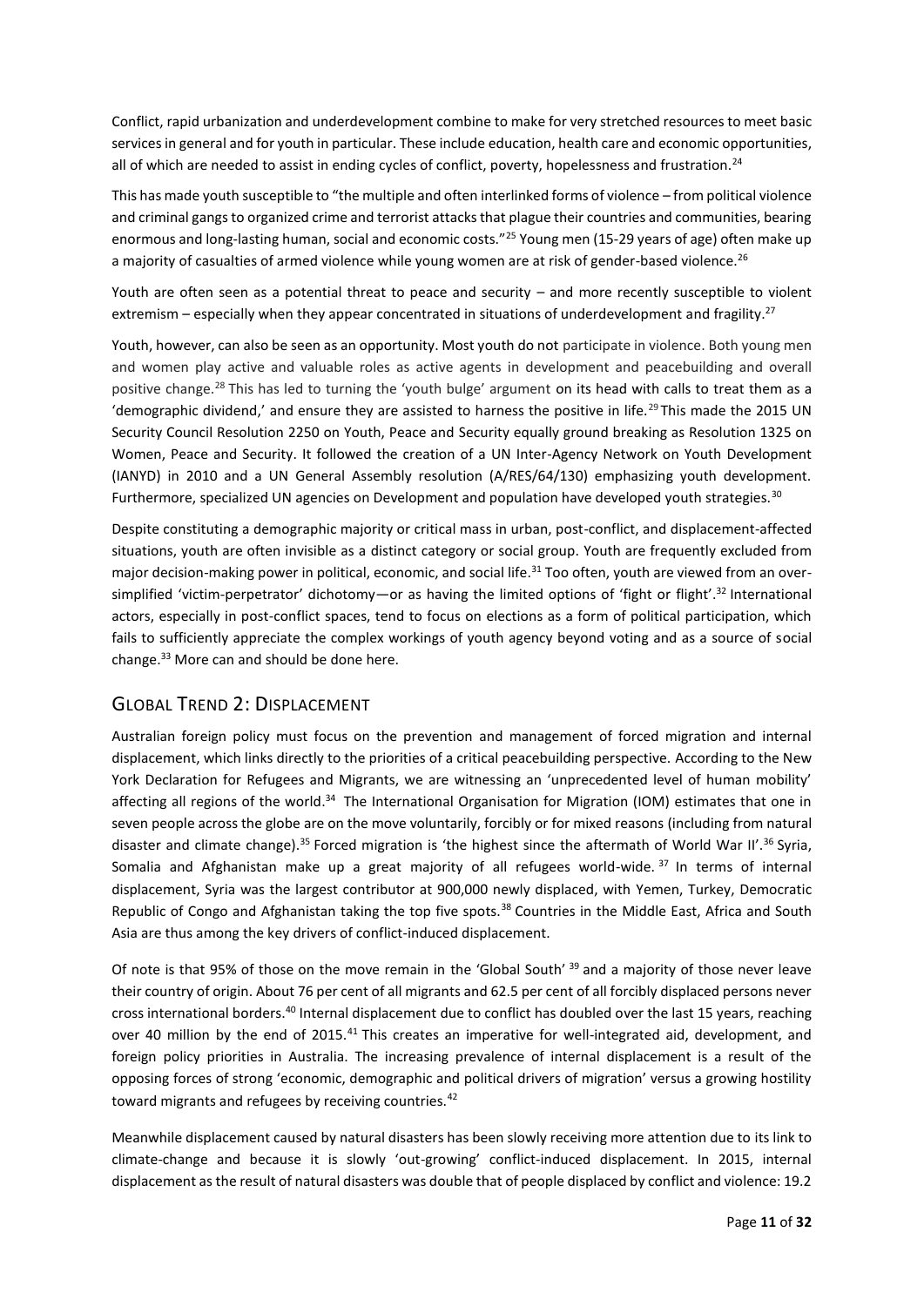Conflict, rapid urbanization and underdevelopment combine to make for very stretched resources to meet basic services in general and for youth in particular. These include education, health care and economic opportunities, all of which are needed to assist in ending cycles of conflict, poverty, hopelessness and frustration.[24]

This has made youth susceptible to "the multiple and often interlinked forms of violence – from political violence and criminal gangs to organized crime and terrorist attacks that plague their countries and communities, bearing enormous and long-lasting human, social and economic costs."[25] Young men (15-29 years of age) often make up a majority of casualties of armed violence while young women are at risk of gender-based violence.[26]

Youth are often seen as a potential threat to peace and security – and more recently susceptible to violent extremism – especially when they appear concentrated in situations of underdevelopment and fragility.[27]

Youth, however, can also be seen as an opportunity. Most youth do not participate in violence. Both young men and women play active and valuable roles as active agents in development and peacebuilding and overall positive change.[28] This has led to turning the 'youth bulge' argument on its head with calls to treat them as a 'demographic dividend,' and ensure they are assisted to harness the positive in life.[29] This made the 2015 UN Security Council Resolution 2250 on Youth, Peace and Security equally ground breaking as Resolution 1325 on Women, Peace and Security. It followed the creation of a UN Inter-Agency Network on Youth Development (IANYD) in 2010 and a UN General Assembly resolution (A/RES/64/130) emphasizing youth development. Furthermore, specialized UN agencies on Development and population have developed youth strategies.[30]

Despite constituting a demographic majority or critical mass in urban, post-conflict, and displacement-affected situations, youth are often invisible as a distinct category or social group. Youth are frequently excluded from major decision-making power in political, economic, and social life.[31] Too often, youth are viewed from an over-simplified 'victim-perpetrator' dichotomy—or as having the limited options of 'fight or flight'.[32] International actors, especially in post-conflict spaces, tend to focus on elections as a form of political participation, which fails to sufficiently appreciate the complex workings of youth agency beyond voting and as a source of social change.[33] More can and should be done here.

## Global Trend 2: Displacement

Australian foreign policy must focus on the prevention and management of forced migration and internal displacement, which links directly to the priorities of a critical peacebuilding perspective. According to the New York Declaration for Refugees and Migrants, we are witnessing an 'unprecedented level of human mobility' affecting all regions of the world.[34] The International Organisation for Migration (IOM) estimates that one in seven people across the globe are on the move voluntarily, forcibly or for mixed reasons (including from natural disaster and climate change).[35] Forced migration is 'the highest since the aftermath of World War II'.[36] Syria, Somalia and Afghanistan make up a great majority of all refugees world-wide.[37] In terms of internal displacement, Syria was the largest contributor at 900,000 newly displaced, with Yemen, Turkey, Democratic Republic of Congo and Afghanistan taking the top five spots.[38] Countries in the Middle East, Africa and South Asia are thus among the key drivers of conflict-induced displacement.

Of note is that 95% of those on the move remain in the 'Global South'[39] and a majority of those never leave their country of origin. About 76 per cent of all migrants and 62.5 per cent of all forcibly displaced persons never cross international borders.[40] Internal displacement due to conflict has doubled over the last 15 years, reaching over 40 million by the end of 2015.[41] This creates an imperative for well-integrated aid, development, and foreign policy priorities in Australia. The increasing prevalence of internal displacement is a result of the opposing forces of strong 'economic, demographic and political drivers of migration' versus a growing hostility toward migrants and refugees by receiving countries.[42]

Meanwhile displacement caused by natural disasters has been slowly receiving more attention due to its link to climate-change and because it is slowly 'out-growing' conflict-induced displacement. In 2015, internal displacement as the result of natural disasters was double that of people displaced by conflict and violence: 19.2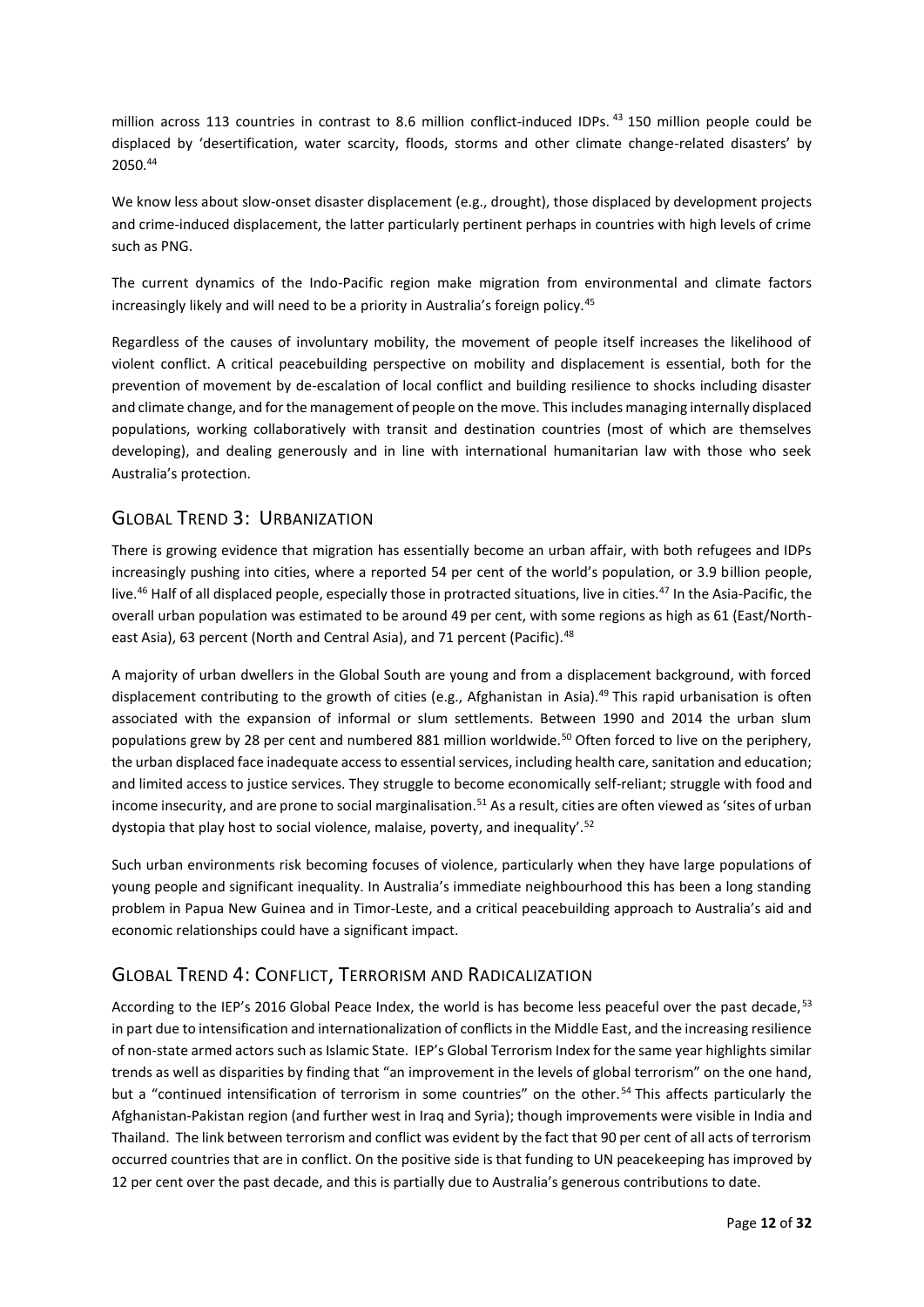million across 113 countries in contrast to 8.6 million conflict-induced IDPs. [43] 150 million people could be displaced by 'desertification, water scarcity, floods, storms and other climate change-related disasters' by 2050.[44]

We know less about slow-onset disaster displacement (e.g., drought), those displaced by development projects and crime-induced displacement, the latter particularly pertinent perhaps in countries with high levels of crime such as PNG.

The current dynamics of the Indo-Pacific region make migration from environmental and climate factors increasingly likely and will need to be a priority in Australia's foreign policy.[45]

Regardless of the causes of involuntary mobility, the movement of people itself increases the likelihood of violent conflict. A critical peacebuilding perspective on mobility and displacement is essential, both for the prevention of movement by de-escalation of local conflict and building resilience to shocks including disaster and climate change, and for the management of people on the move. This includes managing internally displaced populations, working collaboratively with transit and destination countries (most of which are themselves developing), and dealing generously and in line with international humanitarian law with those who seek Australia's protection.

## GLOBAL TREND 3: URBANIZATION

There is growing evidence that migration has essentially become an urban affair, with both refugees and IDPs increasingly pushing into cities, where a reported 54 per cent of the world's population, or 3.9 billion people, live.[46] Half of all displaced people, especially those in protracted situations, live in cities.[47] In the Asia-Pacific, the overall urban population was estimated to be around 49 per cent, with some regions as high as 61 (East/North-east Asia), 63 percent (North and Central Asia), and 71 percent (Pacific).[48]

A majority of urban dwellers in the Global South are young and from a displacement background, with forced displacement contributing to the growth of cities (e.g., Afghanistan in Asia).[49] This rapid urbanisation is often associated with the expansion of informal or slum settlements. Between 1990 and 2014 the urban slum populations grew by 28 per cent and numbered 881 million worldwide.[50] Often forced to live on the periphery, the urban displaced face inadequate access to essential services, including health care, sanitation and education; and limited access to justice services. They struggle to become economically self-reliant; struggle with food and income insecurity, and are prone to social marginalisation.[51] As a result, cities are often viewed as 'sites of urban dystopia that play host to social violence, malaise, poverty, and inequality'.[52]

Such urban environments risk becoming focuses of violence, particularly when they have large populations of young people and significant inequality. In Australia's immediate neighbourhood this has been a long standing problem in Papua New Guinea and in Timor-Leste, and a critical peacebuilding approach to Australia's aid and economic relationships could have a significant impact.

## GLOBAL TREND 4: CONFLICT, TERRORISM AND RADICALIZATION

According to the IEP's 2016 Global Peace Index, the world is has become less peaceful over the past decade,[53] in part due to intensification and internationalization of conflicts in the Middle East, and the increasing resilience of non-state armed actors such as Islamic State. IEP's Global Terrorism Index for the same year highlights similar trends as well as disparities by finding that "an improvement in the levels of global terrorism" on the one hand, but a "continued intensification of terrorism in some countries" on the other.[54] This affects particularly the Afghanistan-Pakistan region (and further west in Iraq and Syria); though improvements were visible in India and Thailand. The link between terrorism and conflict was evident by the fact that 90 per cent of all acts of terrorism occurred countries that are in conflict. On the positive side is that funding to UN peacekeeping has improved by 12 per cent over the past decade, and this is partially due to Australia's generous contributions to date.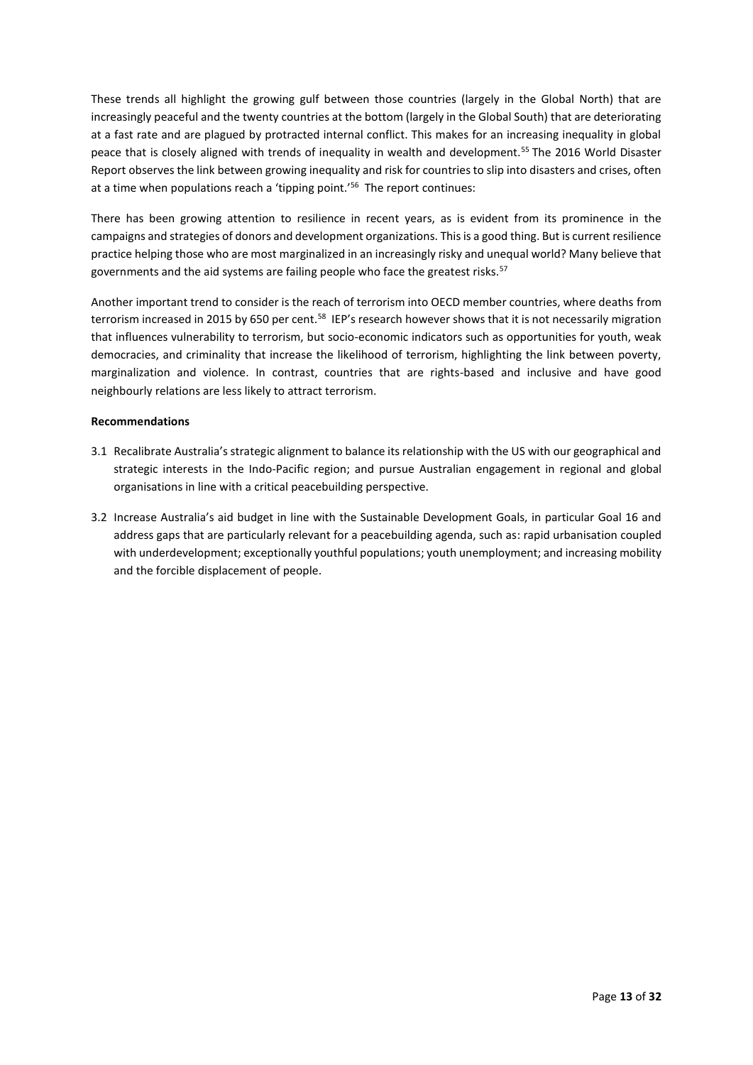These trends all highlight the growing gulf between those countries (largely in the Global North) that are increasingly peaceful and the twenty countries at the bottom (largely in the Global South) that are deteriorating at a fast rate and are plagued by protracted internal conflict. This makes for an increasing inequality in global peace that is closely aligned with trends of inequality in wealth and development.[55] The 2016 World Disaster Report observes the link between growing inequality and risk for countries to slip into disasters and crises, often at a time when populations reach a 'tipping point.'[56] The report continues:

There has been growing attention to resilience in recent years, as is evident from its prominence in the campaigns and strategies of donors and development organizations. This is a good thing. But is current resilience practice helping those who are most marginalized in an increasingly risky and unequal world? Many believe that governments and the aid systems are failing people who face the greatest risks.[57]

Another important trend to consider is the reach of terrorism into OECD member countries, where deaths from terrorism increased in 2015 by 650 per cent.[58] IEP's research however shows that it is not necessarily migration that influences vulnerability to terrorism, but socio-economic indicators such as opportunities for youth, weak democracies, and criminality that increase the likelihood of terrorism, highlighting the link between poverty, marginalization and violence. In contrast, countries that are rights-based and inclusive and have good neighbourly relations are less likely to attract terrorism.

**Recommendations**

3.1 Recalibrate Australia's strategic alignment to balance its relationship with the US with our geographical and strategic interests in the Indo-Pacific region; and pursue Australian engagement in regional and global organisations in line with a critical peacebuilding perspective.

3.2 Increase Australia's aid budget in line with the Sustainable Development Goals, in particular Goal 16 and address gaps that are particularly relevant for a peacebuilding agenda, such as: rapid urbanisation coupled with underdevelopment; exceptionally youthful populations; youth unemployment; and increasing mobility and the forcible displacement of people.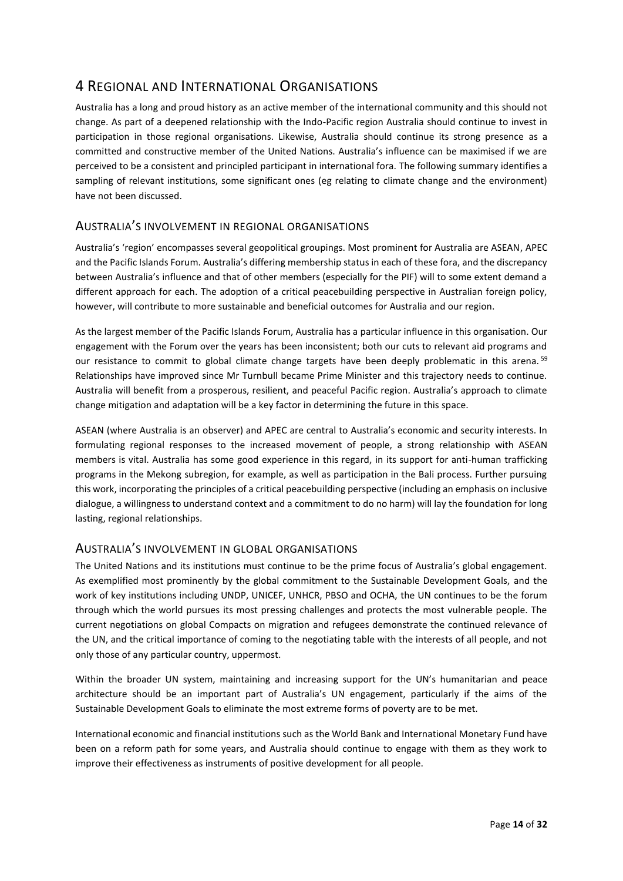# 4 Regional and International Organisations

Australia has a long and proud history as an active member of the international community and this should not change. As part of a deepened relationship with the Indo-Pacific region Australia should continue to invest in participation in those regional organisations. Likewise, Australia should continue its strong presence as a committed and constructive member of the United Nations. Australia's influence can be maximised if we are perceived to be a consistent and principled participant in international fora. The following summary identifies a sampling of relevant institutions, some significant ones (eg relating to climate change and the environment) have not been discussed.

## Australia's involvement in regional organisations

Australia's 'region' encompasses several geopolitical groupings. Most prominent for Australia are ASEAN, APEC and the Pacific Islands Forum. Australia's differing membership status in each of these fora, and the discrepancy between Australia's influence and that of other members (especially for the PIF) will to some extent demand a different approach for each. The adoption of a critical peacebuilding perspective in Australian foreign policy, however, will contribute to more sustainable and beneficial outcomes for Australia and our region.

As the largest member of the Pacific Islands Forum, Australia has a particular influence in this organisation. Our engagement with the Forum over the years has been inconsistent; both our cuts to relevant aid programs and our resistance to commit to global climate change targets have been deeply problematic in this arena.[59] Relationships have improved since Mr Turnbull became Prime Minister and this trajectory needs to continue. Australia will benefit from a prosperous, resilient, and peaceful Pacific region. Australia's approach to climate change mitigation and adaptation will be a key factor in determining the future in this space.

ASEAN (where Australia is an observer) and APEC are central to Australia's economic and security interests. In formulating regional responses to the increased movement of people, a strong relationship with ASEAN members is vital. Australia has some good experience in this regard, in its support for anti-human trafficking programs in the Mekong subregion, for example, as well as participation in the Bali process. Further pursuing this work, incorporating the principles of a critical peacebuilding perspective (including an emphasis on inclusive dialogue, a willingness to understand context and a commitment to do no harm) will lay the foundation for long lasting, regional relationships.

## Australia's involvement in global organisations

The United Nations and its institutions must continue to be the prime focus of Australia's global engagement. As exemplified most prominently by the global commitment to the Sustainable Development Goals, and the work of key institutions including UNDP, UNICEF, UNHCR, PBSO and OCHA, the UN continues to be the forum through which the world pursues its most pressing challenges and protects the most vulnerable people. The current negotiations on global Compacts on migration and refugees demonstrate the continued relevance of the UN, and the critical importance of coming to the negotiating table with the interests of all people, and not only those of any particular country, uppermost.

Within the broader UN system, maintaining and increasing support for the UN's humanitarian and peace architecture should be an important part of Australia's UN engagement, particularly if the aims of the Sustainable Development Goals to eliminate the most extreme forms of poverty are to be met.

International economic and financial institutions such as the World Bank and International Monetary Fund have been on a reform path for some years, and Australia should continue to engage with them as they work to improve their effectiveness as instruments of positive development for all people.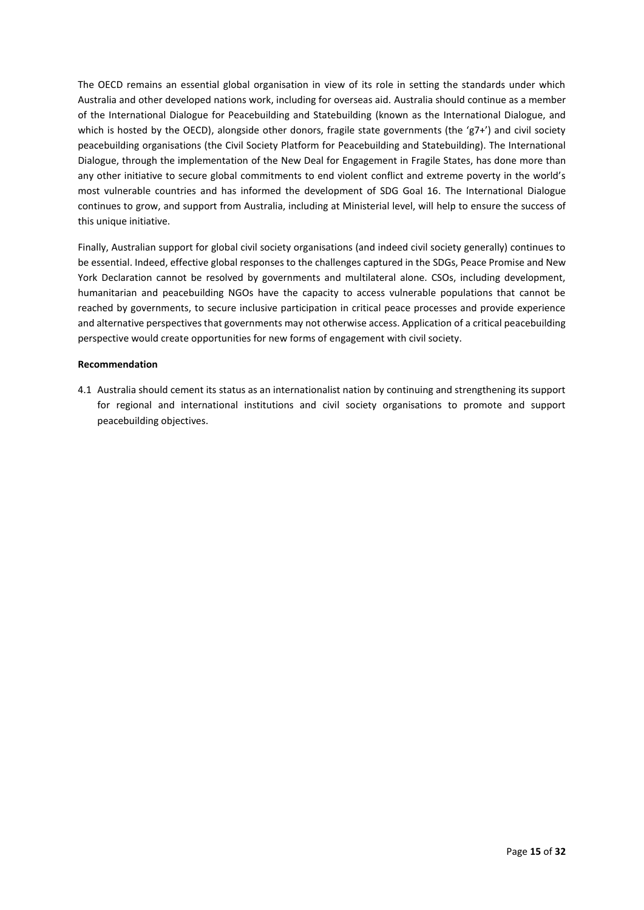The OECD remains an essential global organisation in view of its role in setting the standards under which Australia and other developed nations work, including for overseas aid. Australia should continue as a member of the International Dialogue for Peacebuilding and Statebuilding (known as the International Dialogue, and which is hosted by the OECD), alongside other donors, fragile state governments (the 'g7+') and civil society peacebuilding organisations (the Civil Society Platform for Peacebuilding and Statebuilding). The International Dialogue, through the implementation of the New Deal for Engagement in Fragile States, has done more than any other initiative to secure global commitments to end violent conflict and extreme poverty in the world's most vulnerable countries and has informed the development of SDG Goal 16. The International Dialogue continues to grow, and support from Australia, including at Ministerial level, will help to ensure the success of this unique initiative.

Finally, Australian support for global civil society organisations (and indeed civil society generally) continues to be essential. Indeed, effective global responses to the challenges captured in the SDGs, Peace Promise and New York Declaration cannot be resolved by governments and multilateral alone. CSOs, including development, humanitarian and peacebuilding NGOs have the capacity to access vulnerable populations that cannot be reached by governments, to secure inclusive participation in critical peace processes and provide experience and alternative perspectives that governments may not otherwise access. Application of a critical peacebuilding perspective would create opportunities for new forms of engagement with civil society.

**Recommendation**

4.1 Australia should cement its status as an internationalist nation by continuing and strengthening its support for regional and international institutions and civil society organisations to promote and support peacebuilding objectives.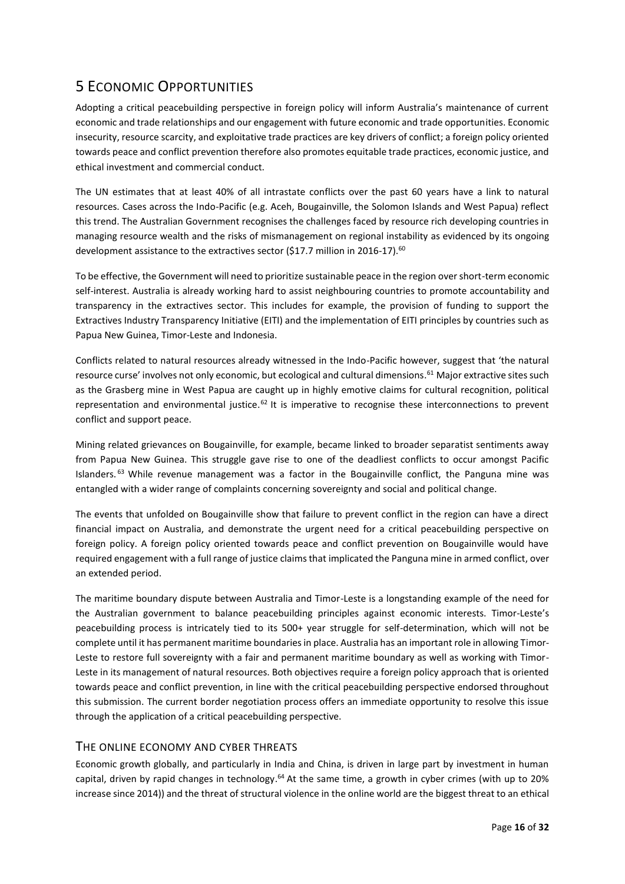# 5 Economic Opportunities

Adopting a critical peacebuilding perspective in foreign policy will inform Australia's maintenance of current economic and trade relationships and our engagement with future economic and trade opportunities. Economic insecurity, resource scarcity, and exploitative trade practices are key drivers of conflict; a foreign policy oriented towards peace and conflict prevention therefore also promotes equitable trade practices, economic justice, and ethical investment and commercial conduct.

The UN estimates that at least 40% of all intrastate conflicts over the past 60 years have a link to natural resources. Cases across the Indo-Pacific (e.g. Aceh, Bougainville, the Solomon Islands and West Papua) reflect this trend. The Australian Government recognises the challenges faced by resource rich developing countries in managing resource wealth and the risks of mismanagement on regional instability as evidenced by its ongoing development assistance to the extractives sector ($17.7 million in 2016-17).[60]

To be effective, the Government will need to prioritize sustainable peace in the region over short-term economic self-interest. Australia is already working hard to assist neighbouring countries to promote accountability and transparency in the extractives sector. This includes for example, the provision of funding to support the Extractives Industry Transparency Initiative (EITI) and the implementation of EITI principles by countries such as Papua New Guinea, Timor-Leste and Indonesia.

Conflicts related to natural resources already witnessed in the Indo-Pacific however, suggest that 'the natural resource curse' involves not only economic, but ecological and cultural dimensions.[61] Major extractive sites such as the Grasberg mine in West Papua are caught up in highly emotive claims for cultural recognition, political representation and environmental justice.[62] It is imperative to recognise these interconnections to prevent conflict and support peace.

Mining related grievances on Bougainville, for example, became linked to broader separatist sentiments away from Papua New Guinea. This struggle gave rise to one of the deadliest conflicts to occur amongst Pacific Islanders.[63] While revenue management was a factor in the Bougainville conflict, the Panguna mine was entangled with a wider range of complaints concerning sovereignty and social and political change.

The events that unfolded on Bougainville show that failure to prevent conflict in the region can have a direct financial impact on Australia, and demonstrate the urgent need for a critical peacebuilding perspective on foreign policy. A foreign policy oriented towards peace and conflict prevention on Bougainville would have required engagement with a full range of justice claims that implicated the Panguna mine in armed conflict, over an extended period.

The maritime boundary dispute between Australia and Timor-Leste is a longstanding example of the need for the Australian government to balance peacebuilding principles against economic interests. Timor-Leste's peacebuilding process is intricately tied to its 500+ year struggle for self-determination, which will not be complete until it has permanent maritime boundaries in place. Australia has an important role in allowing Timor-Leste to restore full sovereignty with a fair and permanent maritime boundary as well as working with Timor-Leste in its management of natural resources. Both objectives require a foreign policy approach that is oriented towards peace and conflict prevention, in line with the critical peacebuilding perspective endorsed throughout this submission. The current border negotiation process offers an immediate opportunity to resolve this issue through the application of a critical peacebuilding perspective.

## The online economy and cyber threats

Economic growth globally, and particularly in India and China, is driven in large part by investment in human capital, driven by rapid changes in technology.[64] At the same time, a growth in cyber crimes (with up to 20% increase since 2014)) and the threat of structural violence in the online world are the biggest threat to an ethical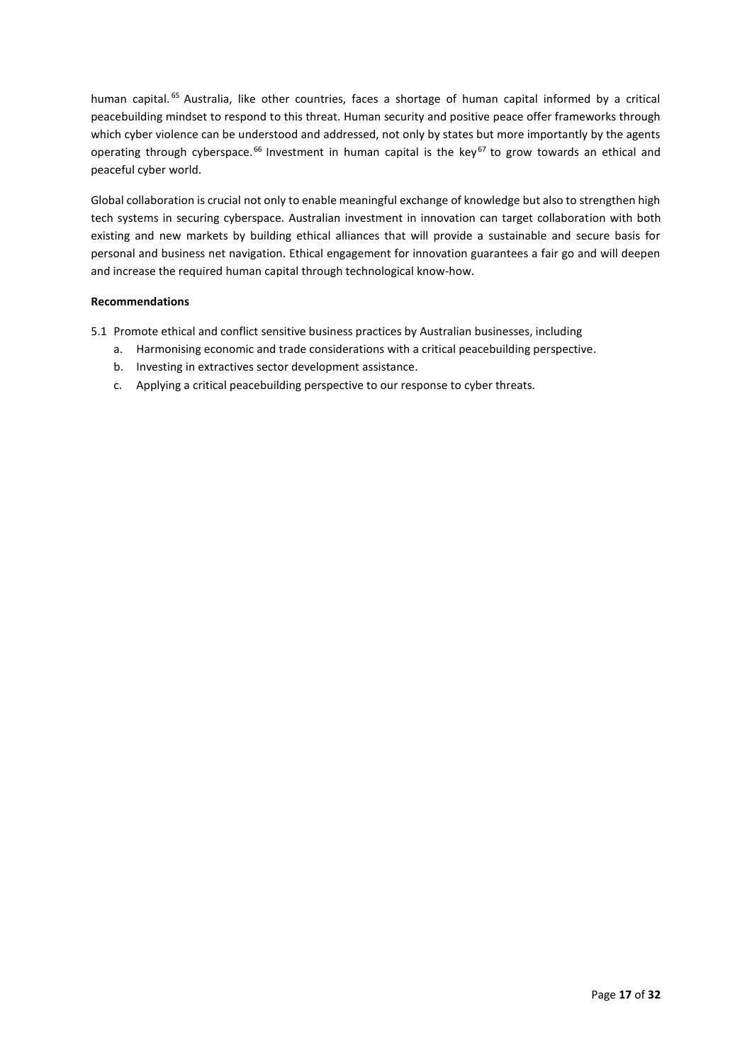human capital.[65] Australia, like other countries, faces a shortage of human capital informed by a critical peacebuilding mindset to respond to this threat. Human security and positive peace offer frameworks through which cyber violence can be understood and addressed, not only by states but more importantly by the agents operating through cyberspace.[66] Investment in human capital is the key[67] to grow towards an ethical and peaceful cyber world.

Global collaboration is crucial not only to enable meaningful exchange of knowledge but also to strengthen high tech systems in securing cyberspace. Australian investment in innovation can target collaboration with both existing and new markets by building ethical alliances that will provide a sustainable and secure basis for personal and business net navigation. Ethical engagement for innovation guarantees a fair go and will deepen and increase the required human capital through technological know-how.

**Recommendations**

5.1 Promote ethical and conflict sensitive business practices by Australian businesses, including

a. Harmonising economic and trade considerations with a critical peacebuilding perspective.

b. Investing in extractives sector development assistance.

c. Applying a critical peacebuilding perspective to our response to cyber threats.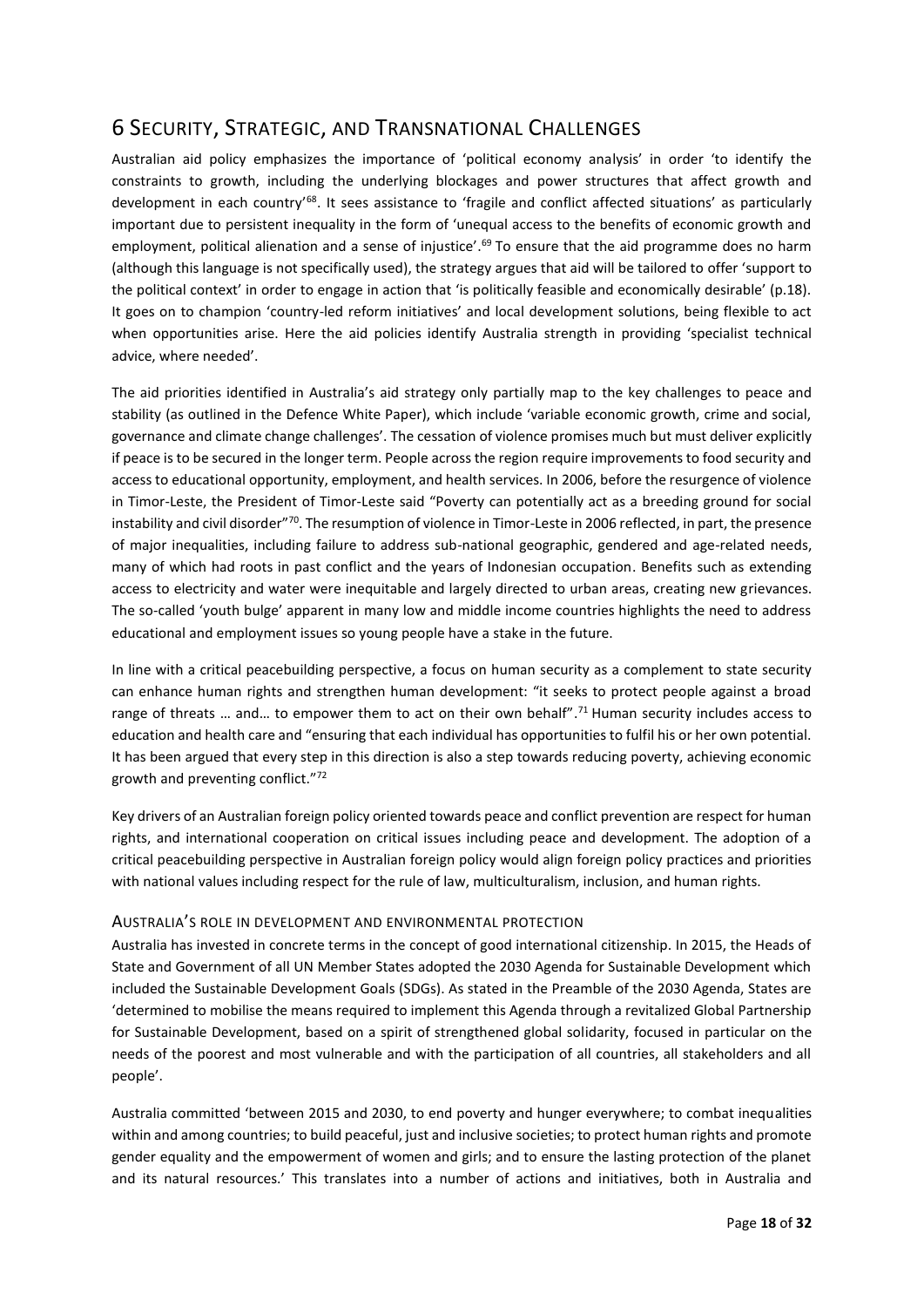# 6 SECURITY, STRATEGIC, AND TRANSNATIONAL CHALLENGES

Australian aid policy emphasizes the importance of 'political economy analysis' in order 'to identify the constraints to growth, including the underlying blockages and power structures that affect growth and development in each country'[68]. It sees assistance to 'fragile and conflict affected situations' as particularly important due to persistent inequality in the form of 'unequal access to the benefits of economic growth and employment, political alienation and a sense of injustice'.[69] To ensure that the aid programme does no harm (although this language is not specifically used), the strategy argues that aid will be tailored to offer 'support to the political context' in order to engage in action that 'is politically feasible and economically desirable' (p.18). It goes on to champion 'country-led reform initiatives' and local development solutions, being flexible to act when opportunities arise. Here the aid policies identify Australia strength in providing 'specialist technical advice, where needed'.

The aid priorities identified in Australia's aid strategy only partially map to the key challenges to peace and stability (as outlined in the Defence White Paper), which include 'variable economic growth, crime and social, governance and climate change challenges'. The cessation of violence promises much but must deliver explicitly if peace is to be secured in the longer term. People across the region require improvements to food security and access to educational opportunity, employment, and health services. In 2006, before the resurgence of violence in Timor-Leste, the President of Timor-Leste said "Poverty can potentially act as a breeding ground for social instability and civil disorder"[70]. The resumption of violence in Timor-Leste in 2006 reflected, in part, the presence of major inequalities, including failure to address sub-national geographic, gendered and age-related needs, many of which had roots in past conflict and the years of Indonesian occupation. Benefits such as extending access to electricity and water were inequitable and largely directed to urban areas, creating new grievances. The so-called 'youth bulge' apparent in many low and middle income countries highlights the need to address educational and employment issues so young people have a stake in the future.

In line with a critical peacebuilding perspective, a focus on human security as a complement to state security can enhance human rights and strengthen human development: "it seeks to protect people against a broad range of threats … and… to empower them to act on their own behalf".[71] Human security includes access to education and health care and "ensuring that each individual has opportunities to fulfil his or her own potential. It has been argued that every step in this direction is also a step towards reducing poverty, achieving economic growth and preventing conflict."[72]

Key drivers of an Australian foreign policy oriented towards peace and conflict prevention are respect for human rights, and international cooperation on critical issues including peace and development. The adoption of a critical peacebuilding perspective in Australian foreign policy would align foreign policy practices and priorities with national values including respect for the rule of law, multiculturalism, inclusion, and human rights.

### AUSTRALIA'S ROLE IN DEVELOPMENT AND ENVIRONMENTAL PROTECTION

Australia has invested in concrete terms in the concept of good international citizenship. In 2015, the Heads of State and Government of all UN Member States adopted the 2030 Agenda for Sustainable Development which included the Sustainable Development Goals (SDGs). As stated in the Preamble of the 2030 Agenda, States are 'determined to mobilise the means required to implement this Agenda through a revitalized Global Partnership for Sustainable Development, based on a spirit of strengthened global solidarity, focused in particular on the needs of the poorest and most vulnerable and with the participation of all countries, all stakeholders and all people'.

Australia committed 'between 2015 and 2030, to end poverty and hunger everywhere; to combat inequalities within and among countries; to build peaceful, just and inclusive societies; to protect human rights and promote gender equality and the empowerment of women and girls; and to ensure the lasting protection of the planet and its natural resources.' This translates into a number of actions and initiatives, both in Australia and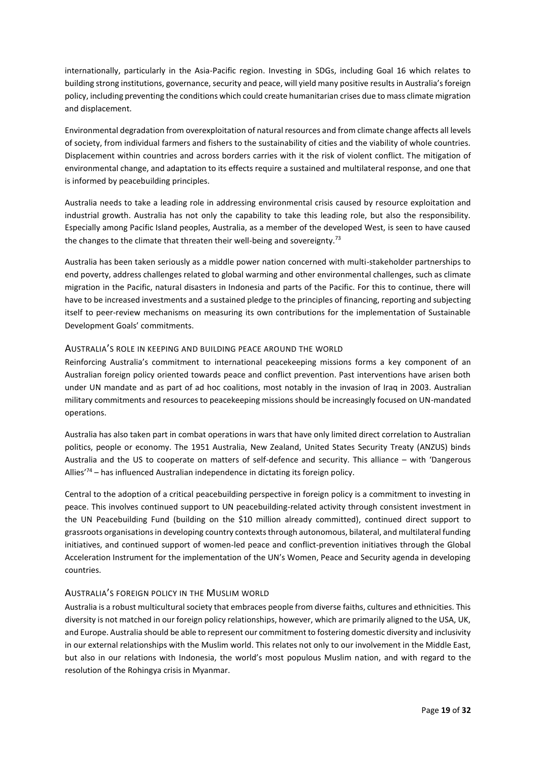internationally, particularly in the Asia-Pacific region. Investing in SDGs, including Goal 16 which relates to building strong institutions, governance, security and peace, will yield many positive results in Australia's foreign policy, including preventing the conditions which could create humanitarian crises due to mass climate migration and displacement.

Environmental degradation from overexploitation of natural resources and from climate change affects all levels of society, from individual farmers and fishers to the sustainability of cities and the viability of whole countries. Displacement within countries and across borders carries with it the risk of violent conflict. The mitigation of environmental change, and adaptation to its effects require a sustained and multilateral response, and one that is informed by peacebuilding principles.

Australia needs to take a leading role in addressing environmental crisis caused by resource exploitation and industrial growth. Australia has not only the capability to take this leading role, but also the responsibility. Especially among Pacific Island peoples, Australia, as a member of the developed West, is seen to have caused the changes to the climate that threaten their well-being and sovereignty.[73]

Australia has been taken seriously as a middle power nation concerned with multi-stakeholder partnerships to end poverty, address challenges related to global warming and other environmental challenges, such as climate migration in the Pacific, natural disasters in Indonesia and parts of the Pacific. For this to continue, there will have to be increased investments and a sustained pledge to the principles of financing, reporting and subjecting itself to peer-review mechanisms on measuring its own contributions for the implementation of Sustainable Development Goals' commitments.

## Australia's role in keeping and building peace around the world

Reinforcing Australia's commitment to international peacekeeping missions forms a key component of an Australian foreign policy oriented towards peace and conflict prevention. Past interventions have arisen both under UN mandate and as part of ad hoc coalitions, most notably in the invasion of Iraq in 2003. Australian military commitments and resources to peacekeeping missions should be increasingly focused on UN-mandated operations.

Australia has also taken part in combat operations in wars that have only limited direct correlation to Australian politics, people or economy. The 1951 Australia, New Zealand, United States Security Treaty (ANZUS) binds Australia and the US to cooperate on matters of self-defence and security. This alliance – with 'Dangerous Allies'[74] – has influenced Australian independence in dictating its foreign policy.

Central to the adoption of a critical peacebuilding perspective in foreign policy is a commitment to investing in peace. This involves continued support to UN peacebuilding-related activity through consistent investment in the UN Peacebuilding Fund (building on the $10 million already committed), continued direct support to grassroots organisations in developing country contexts through autonomous, bilateral, and multilateral funding initiatives, and continued support of women-led peace and conflict-prevention initiatives through the Global Acceleration Instrument for the implementation of the UN's Women, Peace and Security agenda in developing countries.

## Australia's foreign policy in the Muslim world

Australia is a robust multicultural society that embraces people from diverse faiths, cultures and ethnicities. This diversity is not matched in our foreign policy relationships, however, which are primarily aligned to the USA, UK, and Europe. Australia should be able to represent our commitment to fostering domestic diversity and inclusivity in our external relationships with the Muslim world. This relates not only to our involvement in the Middle East, but also in our relations with Indonesia, the world's most populous Muslim nation, and with regard to the resolution of the Rohingya crisis in Myanmar.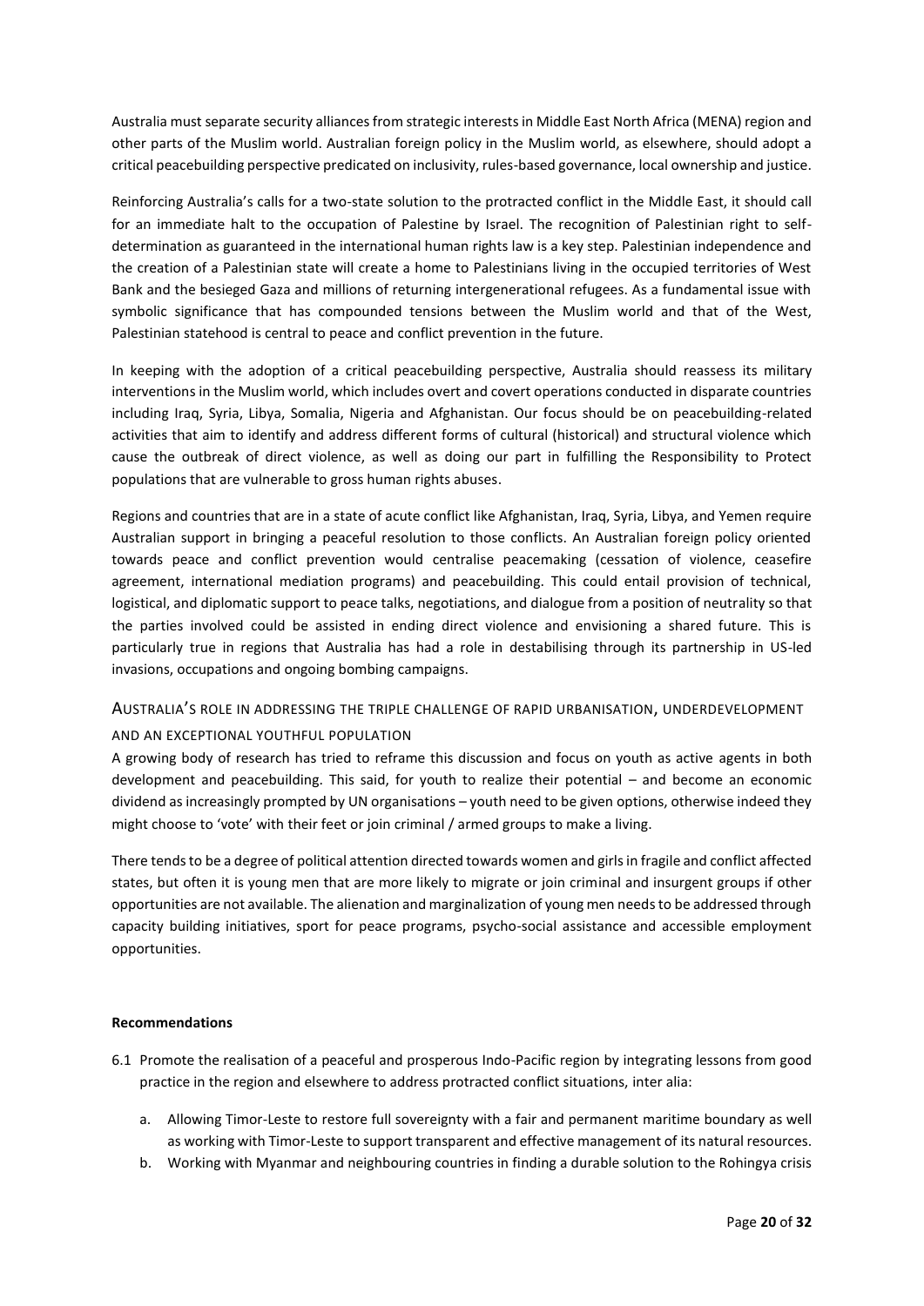Australia must separate security alliances from strategic interests in Middle East North Africa (MENA) region and other parts of the Muslim world. Australian foreign policy in the Muslim world, as elsewhere, should adopt a critical peacebuilding perspective predicated on inclusivity, rules-based governance, local ownership and justice.

Reinforcing Australia's calls for a two-state solution to the protracted conflict in the Middle East, it should call for an immediate halt to the occupation of Palestine by Israel. The recognition of Palestinian right to self-determination as guaranteed in the international human rights law is a key step. Palestinian independence and the creation of a Palestinian state will create a home to Palestinians living in the occupied territories of West Bank and the besieged Gaza and millions of returning intergenerational refugees. As a fundamental issue with symbolic significance that has compounded tensions between the Muslim world and that of the West, Palestinian statehood is central to peace and conflict prevention in the future.

In keeping with the adoption of a critical peacebuilding perspective, Australia should reassess its military interventions in the Muslim world, which includes overt and covert operations conducted in disparate countries including Iraq, Syria, Libya, Somalia, Nigeria and Afghanistan. Our focus should be on peacebuilding-related activities that aim to identify and address different forms of cultural (historical) and structural violence which cause the outbreak of direct violence, as well as doing our part in fulfilling the Responsibility to Protect populations that are vulnerable to gross human rights abuses.

Regions and countries that are in a state of acute conflict like Afghanistan, Iraq, Syria, Libya, and Yemen require Australian support in bringing a peaceful resolution to those conflicts. An Australian foreign policy oriented towards peace and conflict prevention would centralise peacemaking (cessation of violence, ceasefire agreement, international mediation programs) and peacebuilding. This could entail provision of technical, logistical, and diplomatic support to peace talks, negotiations, and dialogue from a position of neutrality so that the parties involved could be assisted in ending direct violence and envisioning a shared future. This is particularly true in regions that Australia has had a role in destabilising through its partnership in US-led invasions, occupations and ongoing bombing campaigns.

## Australia's role in addressing the triple challenge of rapid urbanisation, underdevelopment and an exceptional youthful population

A growing body of research has tried to reframe this discussion and focus on youth as active agents in both development and peacebuilding. This said, for youth to realize their potential – and become an economic dividend as increasingly prompted by UN organisations – youth need to be given options, otherwise indeed they might choose to 'vote' with their feet or join criminal / armed groups to make a living.

There tends to be a degree of political attention directed towards women and girls in fragile and conflict affected states, but often it is young men that are more likely to migrate or join criminal and insurgent groups if other opportunities are not available. The alienation and marginalization of young men needs to be addressed through capacity building initiatives, sport for peace programs, psycho-social assistance and accessible employment opportunities.

**Recommendations**

6.1 Promote the realisation of a peaceful and prosperous Indo-Pacific region by integrating lessons from good practice in the region and elsewhere to address protracted conflict situations, inter alia:

  a. Allowing Timor-Leste to restore full sovereignty with a fair and permanent maritime boundary as well as working with Timor-Leste to support transparent and effective management of its natural resources.
  b. Working with Myanmar and neighbouring countries in finding a durable solution to the Rohingya crisis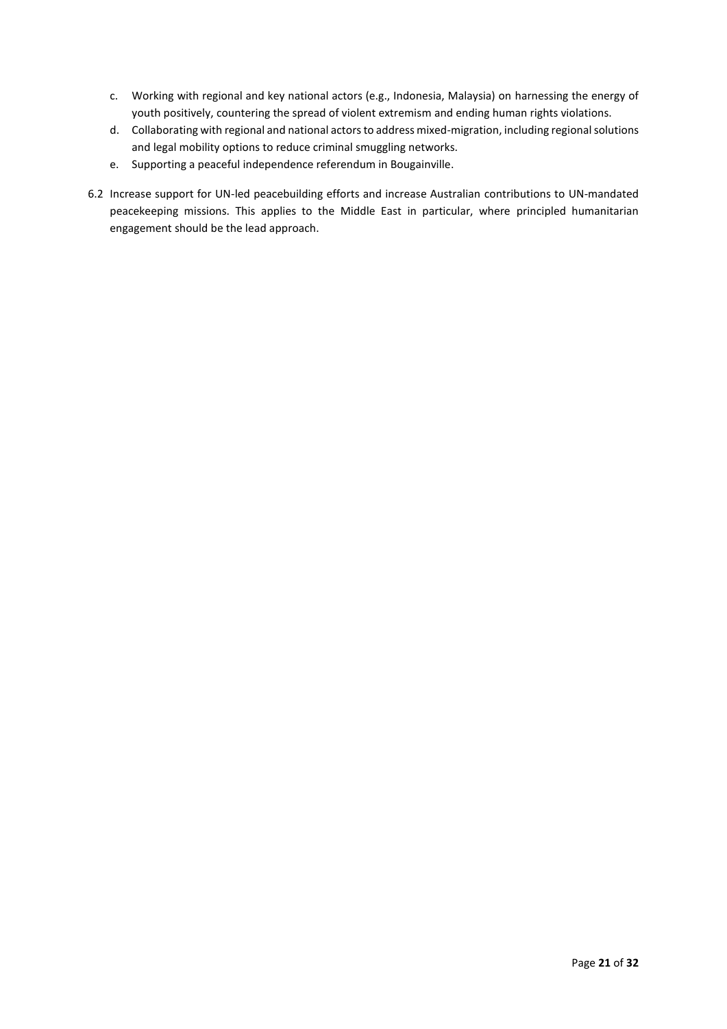c. Working with regional and key national actors (e.g., Indonesia, Malaysia) on harnessing the energy of youth positively, countering the spread of violent extremism and ending human rights violations.
d. Collaborating with regional and national actors to address mixed-migration, including regional solutions and legal mobility options to reduce criminal smuggling networks.
e. Supporting a peaceful independence referendum in Bougainville.

6.2 Increase support for UN-led peacebuilding efforts and increase Australian contributions to UN-mandated peacekeeping missions. This applies to the Middle East in particular, where principled humanitarian engagement should be the lead approach.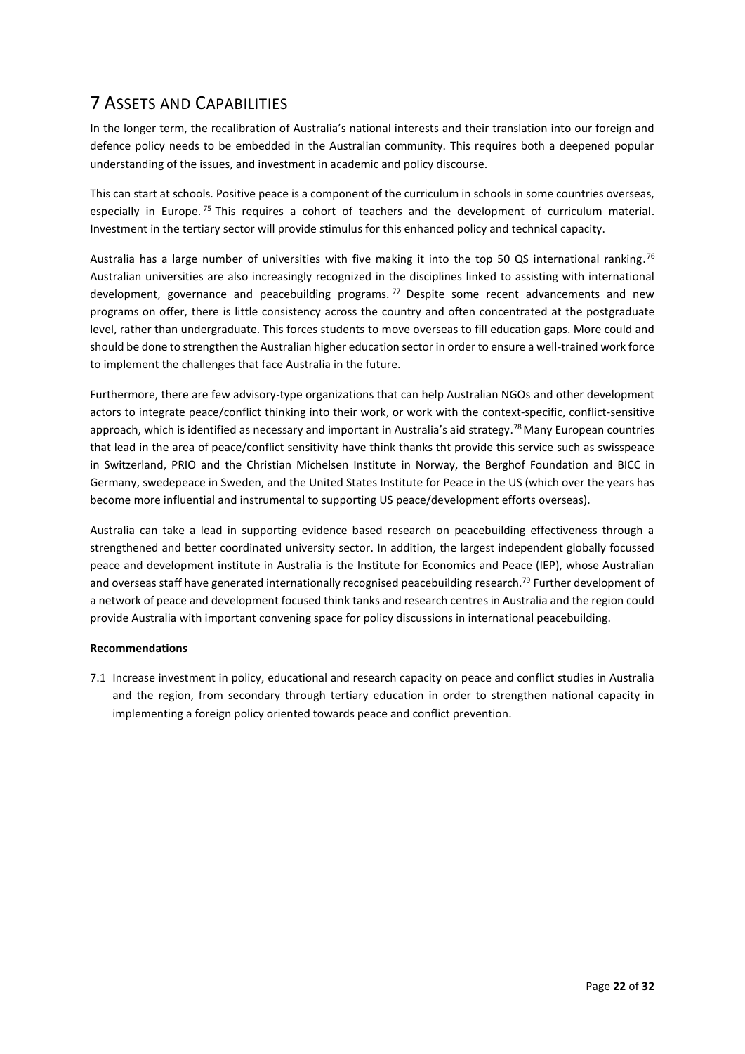# 7 Assets and Capabilities

In the longer term, the recalibration of Australia's national interests and their translation into our foreign and defence policy needs to be embedded in the Australian community. This requires both a deepened popular understanding of the issues, and investment in academic and policy discourse.

This can start at schools. Positive peace is a component of the curriculum in schools in some countries overseas, especially in Europe.[75] This requires a cohort of teachers and the development of curriculum material. Investment in the tertiary sector will provide stimulus for this enhanced policy and technical capacity.

Australia has a large number of universities with five making it into the top 50 QS international ranking.[76] Australian universities are also increasingly recognized in the disciplines linked to assisting with international development, governance and peacebuilding programs.[77] Despite some recent advancements and new programs on offer, there is little consistency across the country and often concentrated at the postgraduate level, rather than undergraduate. This forces students to move overseas to fill education gaps. More could and should be done to strengthen the Australian higher education sector in order to ensure a well-trained work force to implement the challenges that face Australia in the future.

Furthermore, there are few advisory-type organizations that can help Australian NGOs and other development actors to integrate peace/conflict thinking into their work, or work with the context-specific, conflict-sensitive approach, which is identified as necessary and important in Australia's aid strategy.[78] Many European countries that lead in the area of peace/conflict sensitivity have think thanks tht provide this service such as swisspeace in Switzerland, PRIO and the Christian Michelsen Institute in Norway, the Berghof Foundation and BICC in Germany, swedepeace in Sweden, and the United States Institute for Peace in the US (which over the years has become more influential and instrumental to supporting US peace/development efforts overseas).

Australia can take a lead in supporting evidence based research on peacebuilding effectiveness through a strengthened and better coordinated university sector. In addition, the largest independent globally focussed peace and development institute in Australia is the Institute for Economics and Peace (IEP), whose Australian and overseas staff have generated internationally recognised peacebuilding research.[79] Further development of a network of peace and development focused think tanks and research centres in Australia and the region could provide Australia with important convening space for policy discussions in international peacebuilding.

**Recommendations**

7.1 Increase investment in policy, educational and research capacity on peace and conflict studies in Australia and the region, from secondary through tertiary education in order to strengthen national capacity in implementing a foreign policy oriented towards peace and conflict prevention.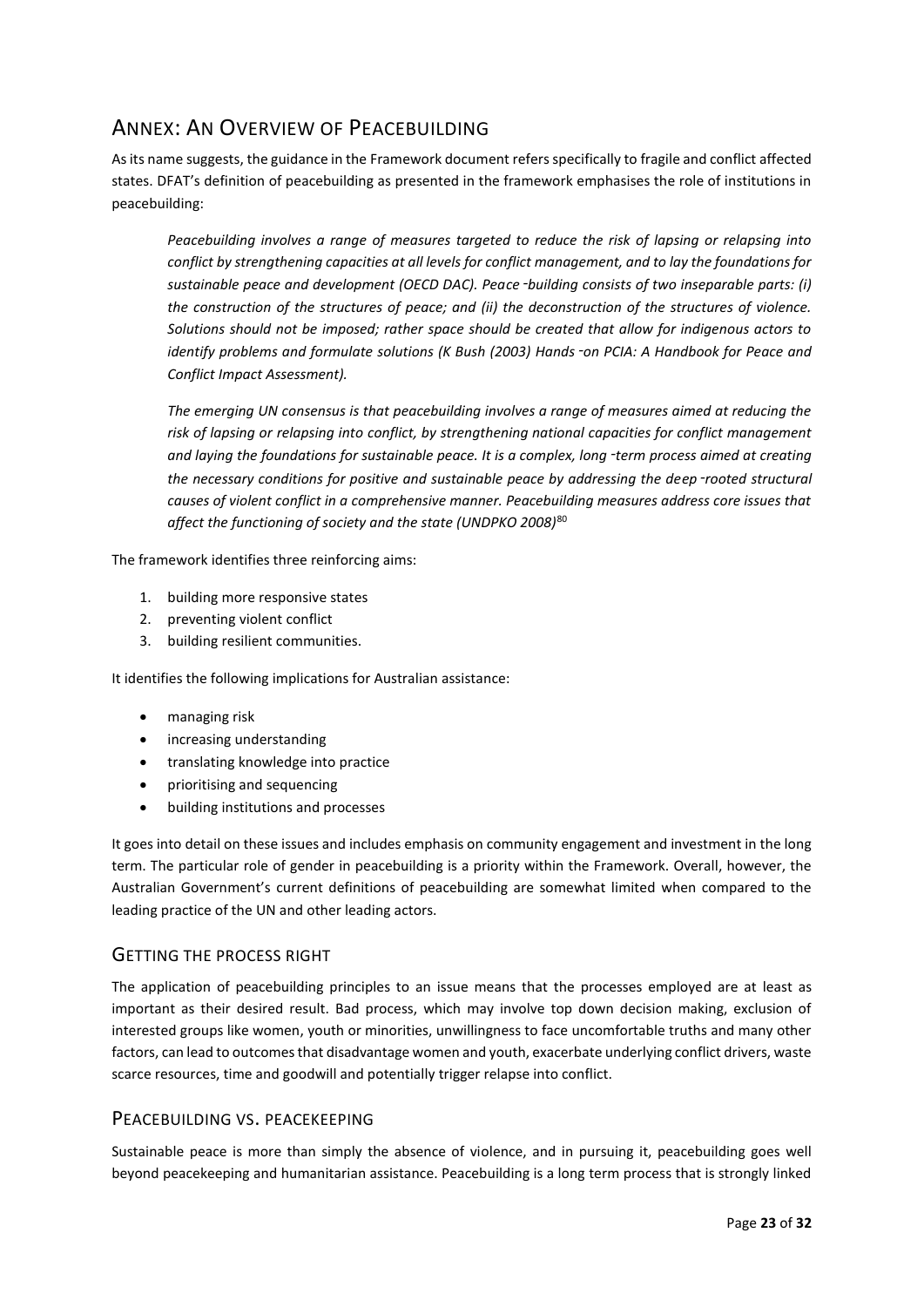## Annex: An Overview of Peacebuilding

As its name suggests, the guidance in the Framework document refers specifically to fragile and conflict affected states. DFAT's definition of peacebuilding as presented in the framework emphasises the role of institutions in peacebuilding:

> *Peacebuilding involves a range of measures targeted to reduce the risk of lapsing or relapsing into conflict by strengthening capacities at all levels for conflict management, and to lay the foundations for sustainable peace and development (OECD DAC). Peace-building consists of two inseparable parts: (i) the construction of the structures of peace; and (ii) the deconstruction of the structures of violence. Solutions should not be imposed; rather space should be created that allow for indigenous actors to identify problems and formulate solutions (K Bush (2003) Hands-on PCIA: A Handbook for Peace and Conflict Impact Assessment).*
>
> *The emerging UN consensus is that peacebuilding involves a range of measures aimed at reducing the risk of lapsing or relapsing into conflict, by strengthening national capacities for conflict management and laying the foundations for sustainable peace. It is a complex, long-term process aimed at creating the necessary conditions for positive and sustainable peace by addressing the deep-rooted structural causes of violent conflict in a comprehensive manner. Peacebuilding measures address core issues that affect the functioning of society and the state (UNDPKO 2008)*[80]

The framework identifies three reinforcing aims:

1. building more responsive states
2. preventing violent conflict
3. building resilient communities.

It identifies the following implications for Australian assistance:

- managing risk
- increasing understanding
- translating knowledge into practice
- prioritising and sequencing
- building institutions and processes

It goes into detail on these issues and includes emphasis on community engagement and investment in the long term. The particular role of gender in peacebuilding is a priority within the Framework. Overall, however, the Australian Government's current definitions of peacebuilding are somewhat limited when compared to the leading practice of the UN and other leading actors.

### Getting the process right

The application of peacebuilding principles to an issue means that the processes employed are at least as important as their desired result. Bad process, which may involve top down decision making, exclusion of interested groups like women, youth or minorities, unwillingness to face uncomfortable truths and many other factors, can lead to outcomes that disadvantage women and youth, exacerbate underlying conflict drivers, waste scarce resources, time and goodwill and potentially trigger relapse into conflict.

### Peacebuilding vs. peacekeeping

Sustainable peace is more than simply the absence of violence, and in pursuing it, peacebuilding goes well beyond peacekeeping and humanitarian assistance. Peacebuilding is a long term process that is strongly linked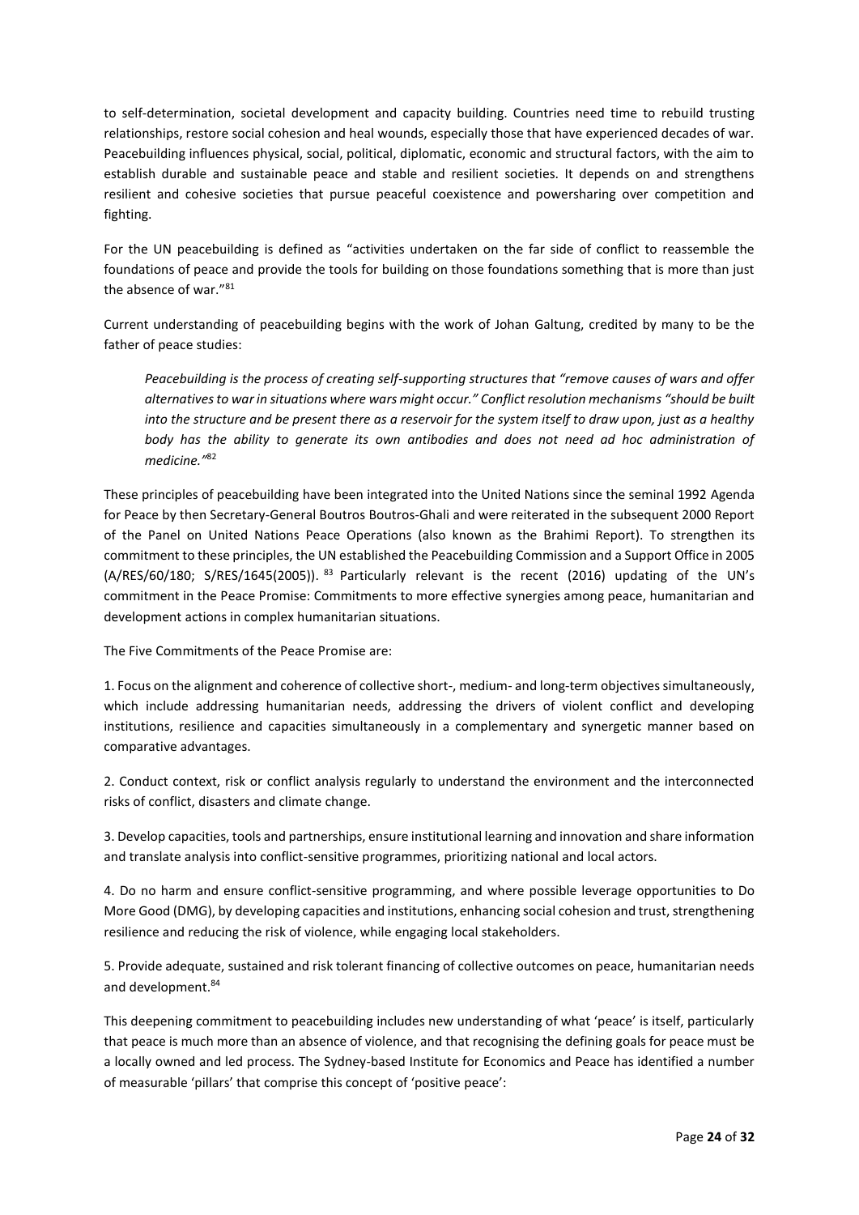to self-determination, societal development and capacity building. Countries need time to rebuild trusting relationships, restore social cohesion and heal wounds, especially those that have experienced decades of war. Peacebuilding influences physical, social, political, diplomatic, economic and structural factors, with the aim to establish durable and sustainable peace and stable and resilient societies. It depends on and strengthens resilient and cohesive societies that pursue peaceful coexistence and powersharing over competition and fighting.

For the UN peacebuilding is defined as "activities undertaken on the far side of conflict to reassemble the foundations of peace and provide the tools for building on those foundations something that is more than just the absence of war."[81]

Current understanding of peacebuilding begins with the work of Johan Galtung, credited by many to be the father of peace studies:

> *Peacebuilding is the process of creating self-supporting structures that "remove causes of wars and offer alternatives to war in situations where wars might occur." Conflict resolution mechanisms "should be built into the structure and be present there as a reservoir for the system itself to draw upon, just as a healthy body has the ability to generate its own antibodies and does not need ad hoc administration of medicine."*[82]

These principles of peacebuilding have been integrated into the United Nations since the seminal 1992 Agenda for Peace by then Secretary-General Boutros Boutros-Ghali and were reiterated in the subsequent 2000 Report of the Panel on United Nations Peace Operations (also known as the Brahimi Report). To strengthen its commitment to these principles, the UN established the Peacebuilding Commission and a Support Office in 2005 (A/RES/60/180; S/RES/1645(2005)).[83] Particularly relevant is the recent (2016) updating of the UN's commitment in the Peace Promise: Commitments to more effective synergies among peace, humanitarian and development actions in complex humanitarian situations.

The Five Commitments of the Peace Promise are:

1. Focus on the alignment and coherence of collective short-, medium- and long-term objectives simultaneously, which include addressing humanitarian needs, addressing the drivers of violent conflict and developing institutions, resilience and capacities simultaneously in a complementary and synergetic manner based on comparative advantages.

2. Conduct context, risk or conflict analysis regularly to understand the environment and the interconnected risks of conflict, disasters and climate change.

3. Develop capacities, tools and partnerships, ensure institutional learning and innovation and share information and translate analysis into conflict-sensitive programmes, prioritizing national and local actors.

4. Do no harm and ensure conflict-sensitive programming, and where possible leverage opportunities to Do More Good (DMG), by developing capacities and institutions, enhancing social cohesion and trust, strengthening resilience and reducing the risk of violence, while engaging local stakeholders.

5. Provide adequate, sustained and risk tolerant financing of collective outcomes on peace, humanitarian needs and development.[84]

This deepening commitment to peacebuilding includes new understanding of what 'peace' is itself, particularly that peace is much more than an absence of violence, and that recognising the defining goals for peace must be a locally owned and led process. The Sydney-based Institute for Economics and Peace has identified a number of measurable 'pillars' that comprise this concept of 'positive peace':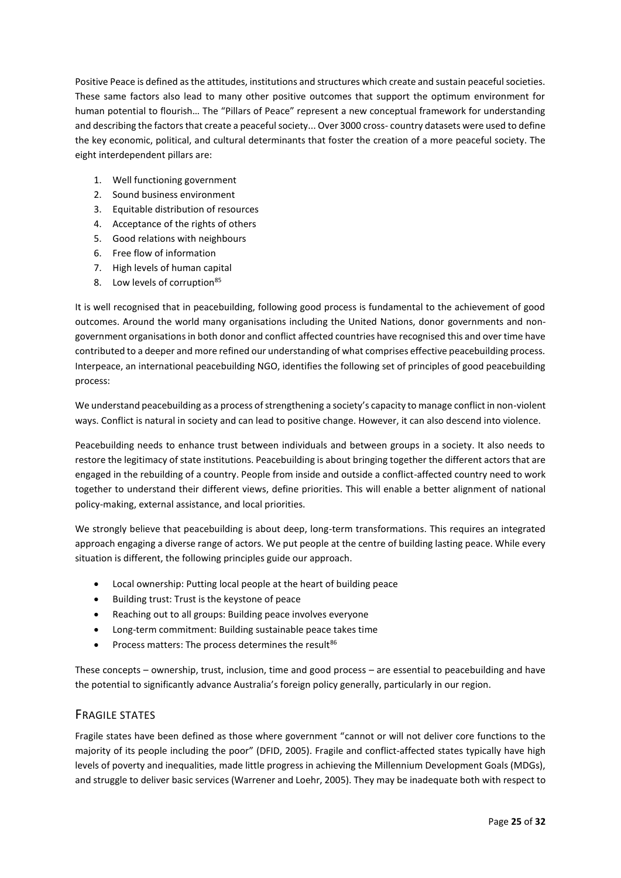Positive Peace is defined as the attitudes, institutions and structures which create and sustain peaceful societies. These same factors also lead to many other positive outcomes that support the optimum environment for human potential to flourish… The "Pillars of Peace" represent a new conceptual framework for understanding and describing the factors that create a peaceful society... Over 3000 cross- country datasets were used to define the key economic, political, and cultural determinants that foster the creation of a more peaceful society. The eight interdependent pillars are:

1. Well functioning government
2. Sound business environment
3. Equitable distribution of resources
4. Acceptance of the rights of others
5. Good relations with neighbours
6. Free flow of information
7. High levels of human capital
8. Low levels of corruption[85]

It is well recognised that in peacebuilding, following good process is fundamental to the achievement of good outcomes. Around the world many organisations including the United Nations, donor governments and non-government organisations in both donor and conflict affected countries have recognised this and over time have contributed to a deeper and more refined our understanding of what comprises effective peacebuilding process. Interpeace, an international peacebuilding NGO, identifies the following set of principles of good peacebuilding process:

We understand peacebuilding as a process of strengthening a society's capacity to manage conflict in non-violent ways. Conflict is natural in society and can lead to positive change. However, it can also descend into violence.

Peacebuilding needs to enhance trust between individuals and between groups in a society. It also needs to restore the legitimacy of state institutions. Peacebuilding is about bringing together the different actors that are engaged in the rebuilding of a country. People from inside and outside a conflict-affected country need to work together to understand their different views, define priorities. This will enable a better alignment of national policy-making, external assistance, and local priorities.

We strongly believe that peacebuilding is about deep, long-term transformations. This requires an integrated approach engaging a diverse range of actors. We put people at the centre of building lasting peace. While every situation is different, the following principles guide our approach.

- Local ownership: Putting local people at the heart of building peace
- Building trust: Trust is the keystone of peace
- Reaching out to all groups: Building peace involves everyone
- Long-term commitment: Building sustainable peace takes time
- Process matters: The process determines the result[86]

These concepts – ownership, trust, inclusion, time and good process – are essential to peacebuilding and have the potential to significantly advance Australia's foreign policy generally, particularly in our region.

## FRAGILE STATES

Fragile states have been defined as those where government "cannot or will not deliver core functions to the majority of its people including the poor" (DFID, 2005). Fragile and conflict-affected states typically have high levels of poverty and inequalities, made little progress in achieving the Millennium Development Goals (MDGs), and struggle to deliver basic services (Warrener and Loehr, 2005). They may be inadequate both with respect to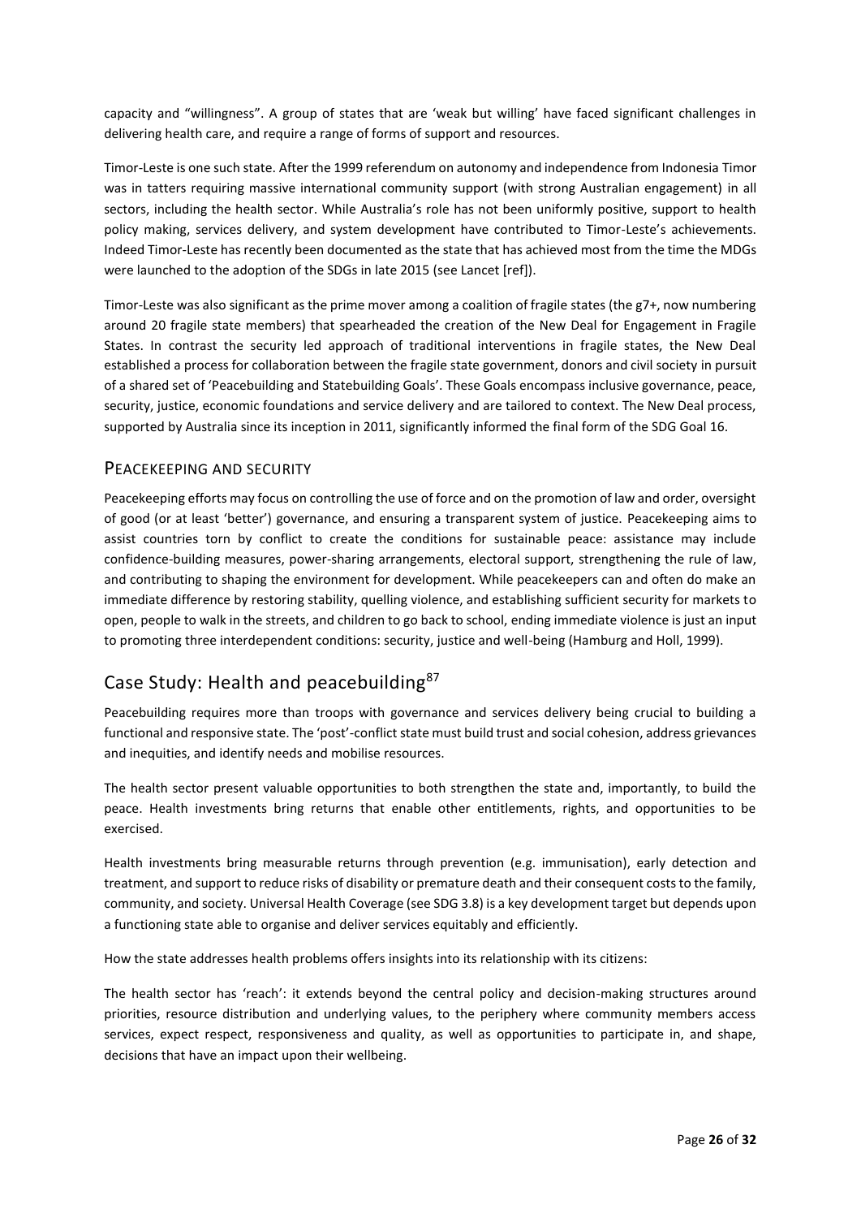capacity and “willingness”. A group of states that are ‘weak but willing’ have faced significant challenges in delivering health care, and require a range of forms of support and resources.

Timor-Leste is one such state. After the 1999 referendum on autonomy and independence from Indonesia Timor was in tatters requiring massive international community support (with strong Australian engagement) in all sectors, including the health sector. While Australia’s role has not been uniformly positive, support to health policy making, services delivery, and system development have contributed to Timor-Leste’s achievements. Indeed Timor-Leste has recently been documented as the state that has achieved most from the time the MDGs were launched to the adoption of the SDGs in late 2015 (see Lancet [ref]).

Timor-Leste was also significant as the prime mover among a coalition of fragile states (the g7+, now numbering around 20 fragile state members) that spearheaded the creation of the New Deal for Engagement in Fragile States. In contrast the security led approach of traditional interventions in fragile states, the New Deal established a process for collaboration between the fragile state government, donors and civil society in pursuit of a shared set of ‘Peacebuilding and Statebuilding Goals’. These Goals encompass inclusive governance, peace, security, justice, economic foundations and service delivery and are tailored to context. The New Deal process, supported by Australia since its inception in 2011, significantly informed the final form of the SDG Goal 16.

### Peacekeeping and security

Peacekeeping efforts may focus on controlling the use of force and on the promotion of law and order, oversight of good (or at least ‘better’) governance, and ensuring a transparent system of justice. Peacekeeping aims to assist countries torn by conflict to create the conditions for sustainable peace: assistance may include confidence-building measures, power-sharing arrangements, electoral support, strengthening the rule of law, and contributing to shaping the environment for development. While peacekeepers can and often do make an immediate difference by restoring stability, quelling violence, and establishing sufficient security for markets to open, people to walk in the streets, and children to go back to school, ending immediate violence is just an input to promoting three interdependent conditions: security, justice and well-being (Hamburg and Holl, 1999).

## Case Study: Health and peacebuilding[87]

Peacebuilding requires more than troops with governance and services delivery being crucial to building a functional and responsive state. The ‘post’-conflict state must build trust and social cohesion, address grievances and inequities, and identify needs and mobilise resources.

The health sector present valuable opportunities to both strengthen the state and, importantly, to build the peace. Health investments bring returns that enable other entitlements, rights, and opportunities to be exercised.

Health investments bring measurable returns through prevention (e.g. immunisation), early detection and treatment, and support to reduce risks of disability or premature death and their consequent costs to the family, community, and society. Universal Health Coverage (see SDG 3.8) is a key development target but depends upon a functioning state able to organise and deliver services equitably and efficiently.

How the state addresses health problems offers insights into its relationship with its citizens:

The health sector has ‘reach’: it extends beyond the central policy and decision-making structures around priorities, resource distribution and underlying values, to the periphery where community members access services, expect respect, responsiveness and quality, as well as opportunities to participate in, and shape, decisions that have an impact upon their wellbeing.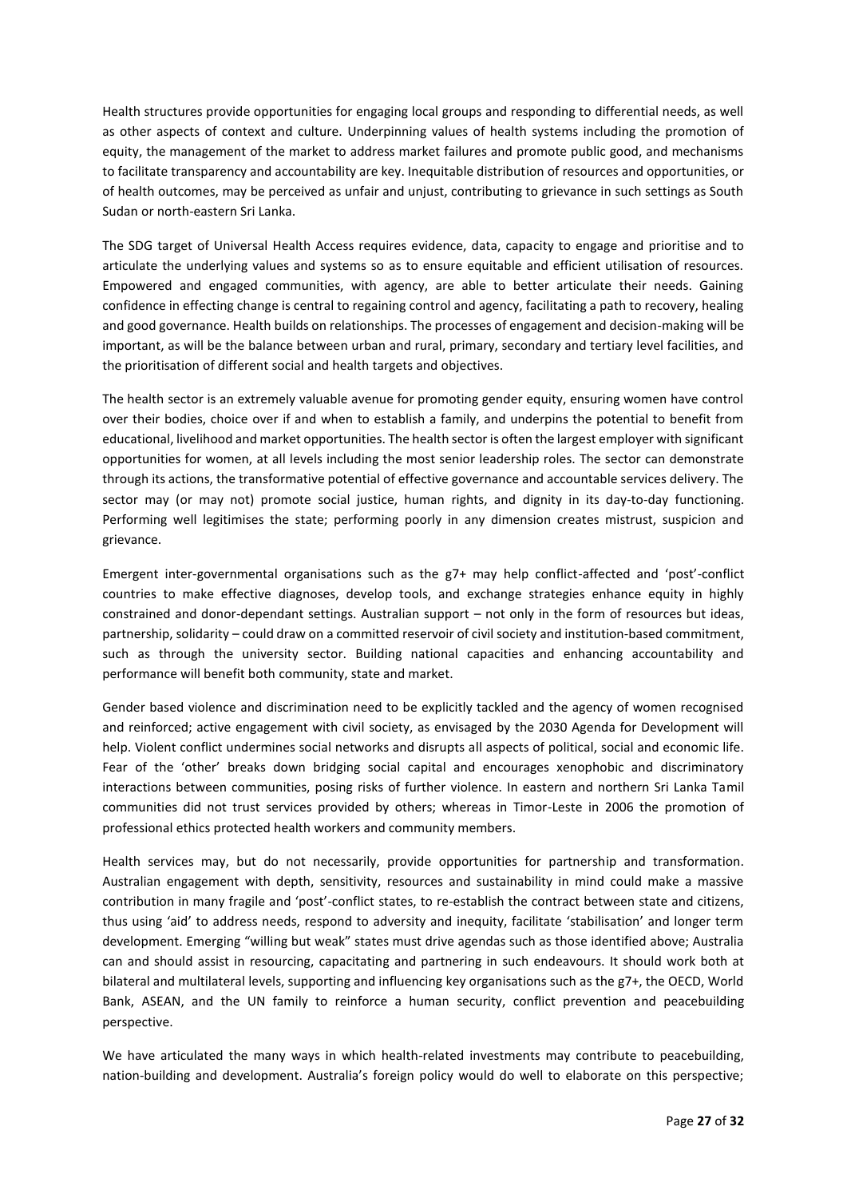Health structures provide opportunities for engaging local groups and responding to differential needs, as well as other aspects of context and culture. Underpinning values of health systems including the promotion of equity, the management of the market to address market failures and promote public good, and mechanisms to facilitate transparency and accountability are key. Inequitable distribution of resources and opportunities, or of health outcomes, may be perceived as unfair and unjust, contributing to grievance in such settings as South Sudan or north-eastern Sri Lanka.

The SDG target of Universal Health Access requires evidence, data, capacity to engage and prioritise and to articulate the underlying values and systems so as to ensure equitable and efficient utilisation of resources. Empowered and engaged communities, with agency, are able to better articulate their needs. Gaining confidence in effecting change is central to regaining control and agency, facilitating a path to recovery, healing and good governance. Health builds on relationships. The processes of engagement and decision-making will be important, as will be the balance between urban and rural, primary, secondary and tertiary level facilities, and the prioritisation of different social and health targets and objectives.

The health sector is an extremely valuable avenue for promoting gender equity, ensuring women have control over their bodies, choice over if and when to establish a family, and underpins the potential to benefit from educational, livelihood and market opportunities. The health sector is often the largest employer with significant opportunities for women, at all levels including the most senior leadership roles. The sector can demonstrate through its actions, the transformative potential of effective governance and accountable services delivery. The sector may (or may not) promote social justice, human rights, and dignity in its day-to-day functioning. Performing well legitimises the state; performing poorly in any dimension creates mistrust, suspicion and grievance.

Emergent inter-governmental organisations such as the g7+ may help conflict-affected and 'post'-conflict countries to make effective diagnoses, develop tools, and exchange strategies enhance equity in highly constrained and donor-dependant settings. Australian support – not only in the form of resources but ideas, partnership, solidarity – could draw on a committed reservoir of civil society and institution-based commitment, such as through the university sector. Building national capacities and enhancing accountability and performance will benefit both community, state and market.

Gender based violence and discrimination need to be explicitly tackled and the agency of women recognised and reinforced; active engagement with civil society, as envisaged by the 2030 Agenda for Development will help. Violent conflict undermines social networks and disrupts all aspects of political, social and economic life. Fear of the 'other' breaks down bridging social capital and encourages xenophobic and discriminatory interactions between communities, posing risks of further violence. In eastern and northern Sri Lanka Tamil communities did not trust services provided by others; whereas in Timor-Leste in 2006 the promotion of professional ethics protected health workers and community members.

Health services may, but do not necessarily, provide opportunities for partnership and transformation. Australian engagement with depth, sensitivity, resources and sustainability in mind could make a massive contribution in many fragile and 'post'-conflict states, to re-establish the contract between state and citizens, thus using 'aid' to address needs, respond to adversity and inequity, facilitate 'stabilisation' and longer term development. Emerging "willing but weak" states must drive agendas such as those identified above; Australia can and should assist in resourcing, capacitating and partnering in such endeavours. It should work both at bilateral and multilateral levels, supporting and influencing key organisations such as the g7+, the OECD, World Bank, ASEAN, and the UN family to reinforce a human security, conflict prevention and peacebuilding perspective.

We have articulated the many ways in which health-related investments may contribute to peacebuilding, nation-building and development. Australia's foreign policy would do well to elaborate on this perspective;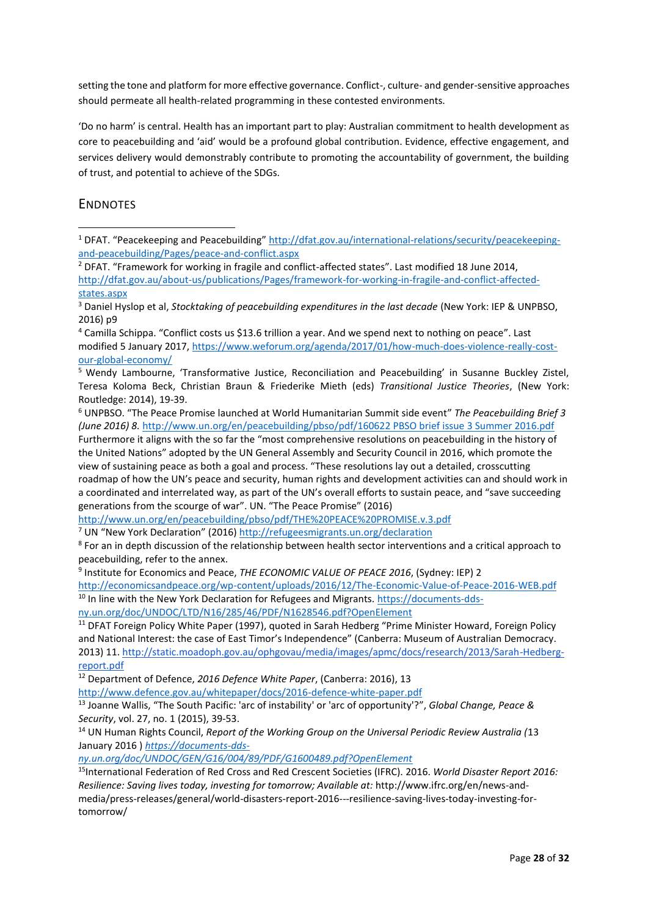setting the tone and platform for more effective governance. Conflict-, culture- and gender-sensitive approaches should permeate all health-related programming in these contested environments.

'Do no harm' is central. Health has an important part to play: Australian commitment to health development as core to peacebuilding and 'aid' would be a profound global contribution. Evidence, effective engagement, and services delivery would demonstrably contribute to promoting the accountability of government, the building of trust, and potential to achieve of the SDGs.

## ENDNOTES

[1] DFAT. "Peacekeeping and Peacebuilding" http://dfat.gov.au/international-relations/security/peacekeeping-and-peacebuilding/Pages/peace-and-conflict.aspx

[2] DFAT. "Framework for working in fragile and conflict-affected states". Last modified 18 June 2014, http://dfat.gov.au/about-us/publications/Pages/framework-for-working-in-fragile-and-conflict-affected-states.aspx

[3] Daniel Hyslop et al, *Stocktaking of peacebuilding expenditures in the last decade* (New York: IEP & UNPBSO, 2016) p9

[4] Camilla Schippa. "Conflict costs us $13.6 trillion a year. And we spend next to nothing on peace". Last modified 5 January 2017, https://www.weforum.org/agenda/2017/01/how-much-does-violence-really-cost-our-global-economy/

[5] Wendy Lambourne, 'Transformative Justice, Reconciliation and Peacebuilding' in Susanne Buckley Zistel, Teresa Koloma Beck, Christian Braun & Friederike Mieth (eds) *Transitional Justice Theories*, (New York: Routledge: 2014), 19-39.

[6] UNPBSO. "The Peace Promise launched at World Humanitarian Summit side event" *The Peacebuilding Brief 3 (June 2016) 8.* http://www.un.org/en/peacebuilding/pbso/pdf/160622 PBSO brief issue 3 Summer 2016.pdf Furthermore it aligns with the so far the "most comprehensive resolutions on peacebuilding in the history of the United Nations" adopted by the UN General Assembly and Security Council in 2016, which promote the view of sustaining peace as both a goal and process. "These resolutions lay out a detailed, crosscutting roadmap of how the UN's peace and security, human rights and development activities can and should work in a coordinated and interrelated way, as part of the UN's overall efforts to sustain peace, and "save succeeding generations from the scourge of war". UN. "The Peace Promise" (2016) http://www.un.org/en/peacebuilding/pbso/pdf/THE%20PEACE%20PROMISE.v.3.pdf

[7] UN "New York Declaration" (2016) http://refugeesmigrants.un.org/declaration

[8] For an in depth discussion of the relationship between health sector interventions and a critical approach to peacebuilding, refer to the annex.

[9] Institute for Economics and Peace, *THE ECONOMIC VALUE OF PEACE 2016*, (Sydney: IEP) 2 http://economicsandpeace.org/wp-content/uploads/2016/12/The-Economic-Value-of-Peace-2016-WEB.pdf

[10] In line with the New York Declaration for Refugees and Migrants. https://documents-dds-ny.un.org/doc/UNDOC/LTD/N16/285/46/PDF/N1628546.pdf?OpenElement

[11] DFAT Foreign Policy White Paper (1997), quoted in Sarah Hedberg "Prime Minister Howard, Foreign Policy and National Interest: the case of East Timor's Independence" (Canberra: Museum of Australian Democracy. 2013) 11. http://static.moadoph.gov.au/ophgovau/media/images/apmc/docs/research/2013/Sarah-Hedberg-report.pdf

[12] Department of Defence, *2016 Defence White Paper*, (Canberra: 2016), 13 http://www.defence.gov.au/whitepaper/docs/2016-defence-white-paper.pdf

[13] Joanne Wallis, "The South Pacific: 'arc of instability' or 'arc of opportunity'?", *Global Change, Peace & Security*, vol. 27, no. 1 (2015), 39-53.

[14] UN Human Rights Council, *Report of the Working Group on the Universal Periodic Review Australia (*13 January 2016 ) *https://documents-dds-ny.un.org/doc/UNDOC/GEN/G16/004/89/PDF/G1600489.pdf?OpenElement*

[15] International Federation of Red Cross and Red Crescent Societies (IFRC). 2016. *World Disaster Report 2016: Resilience: Saving lives today, investing for tomorrow; Available at:* http://www.ifrc.org/en/news-and-media/press-releases/general/world-disasters-report-2016---resilience-saving-lives-today-investing-for-tomorrow/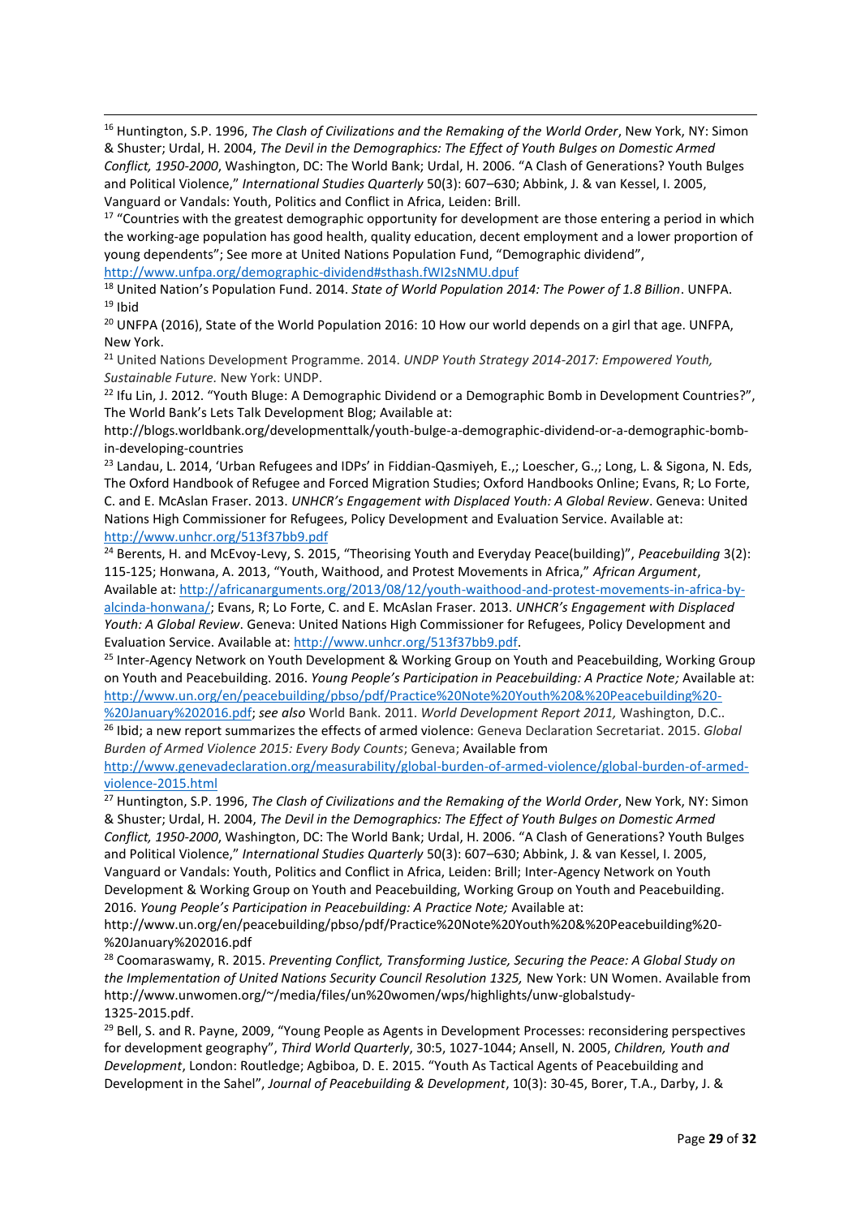[16] Huntington, S.P. 1996, *The Clash of Civilizations and the Remaking of the World Order*, New York, NY: Simon & Shuster; Urdal, H. 2004, *The Devil in the Demographics: The Effect of Youth Bulges on Domestic Armed Conflict, 1950-2000*, Washington, DC: The World Bank; Urdal, H. 2006. "A Clash of Generations? Youth Bulges and Political Violence," *International Studies Quarterly* 50(3): 607–630; Abbink, J. & van Kessel, I. 2005, Vanguard or Vandals: Youth, Politics and Conflict in Africa, Leiden: Brill.

[17] "Countries with the greatest demographic opportunity for development are those entering a period in which the working-age population has good health, quality education, decent employment and a lower proportion of young dependents"; See more at United Nations Population Fund, "Demographic dividend", http://www.unfpa.org/demographic-dividend#sthash.fWI2sNMU.dpuf

[18] United Nation's Population Fund. 2014. *State of World Population 2014: The Power of 1.8 Billion*. UNFPA.

[19] Ibid

[20] UNFPA (2016), State of the World Population 2016: 10 How our world depends on a girl that age. UNFPA, New York.

[21] United Nations Development Programme. 2014. *UNDP Youth Strategy 2014-2017: Empowered Youth, Sustainable Future.* New York: UNDP.

[22] Ifu Lin, J. 2012. "Youth Bluge: A Demographic Dividend or a Demographic Bomb in Development Countries?", The World Bank's Lets Talk Development Blog; Available at: http://blogs.worldbank.org/developmenttalk/youth-bulge-a-demographic-dividend-or-a-demographic-bomb-in-developing-countries

[23] Landau, L. 2014, 'Urban Refugees and IDPs' in Fiddian-Qasmiyeh, E.,; Loescher, G.,; Long, L. & Sigona, N. Eds, The Oxford Handbook of Refugee and Forced Migration Studies; Oxford Handbooks Online; Evans, R; Lo Forte, C. and E. McAslan Fraser. 2013. *UNHCR's Engagement with Displaced Youth: A Global Review*. Geneva: United Nations High Commissioner for Refugees, Policy Development and Evaluation Service. Available at: http://www.unhcr.org/513f37bb9.pdf

[24] Berents, H. and McEvoy-Levy, S. 2015, "Theorising Youth and Everyday Peace(building)", *Peacebuilding* 3(2): 115-125; Honwana, A. 2013, "Youth, Waithood, and Protest Movements in Africa," *African Argument*, Available at: http://africanarguments.org/2013/08/12/youth-waithood-and-protest-movements-in-africa-by-alcinda-honwana/; Evans, R; Lo Forte, C. and E. McAslan Fraser. 2013. *UNHCR's Engagement with Displaced Youth: A Global Review*. Geneva: United Nations High Commissioner for Refugees, Policy Development and Evaluation Service. Available at: http://www.unhcr.org/513f37bb9.pdf.

[25] Inter-Agency Network on Youth Development & Working Group on Youth and Peacebuilding, Working Group on Youth and Peacebuilding. 2016. *Young People's Participation in Peacebuilding: A Practice Note;* Available at: http://www.un.org/en/peacebuilding/pbso/pdf/Practice%20Note%20Youth%20&%20Peacebuilding%20-%20January%202016.pdf; *see also* World Bank. 2011. *World Development Report 2011,* Washington, D.C..

[26] Ibid; a new report summarizes the effects of armed violence: Geneva Declaration Secretariat. 2015. *Global Burden of Armed Violence 2015: Every Body Counts*; Geneva; Available from http://www.genevadeclaration.org/measurability/global-burden-of-armed-violence/global-burden-of-armed-violence-2015.html

[27] Huntington, S.P. 1996, *The Clash of Civilizations and the Remaking of the World Order*, New York, NY: Simon & Shuster; Urdal, H. 2004, *The Devil in the Demographics: The Effect of Youth Bulges on Domestic Armed Conflict, 1950-2000*, Washington, DC: The World Bank; Urdal, H. 2006. "A Clash of Generations? Youth Bulges and Political Violence," *International Studies Quarterly* 50(3): 607–630; Abbink, J. & van Kessel, I. 2005, Vanguard or Vandals: Youth, Politics and Conflict in Africa, Leiden: Brill; Inter-Agency Network on Youth Development & Working Group on Youth and Peacebuilding, Working Group on Youth and Peacebuilding. 2016. *Young People's Participation in Peacebuilding: A Practice Note;* Available at: http://www.un.org/en/peacebuilding/pbso/pdf/Practice%20Note%20Youth%20&%20Peacebuilding%20-%20January%202016.pdf

[28] Coomaraswamy, R. 2015. *Preventing Conflict, Transforming Justice, Securing the Peace: A Global Study on the Implementation of United Nations Security Council Resolution 1325,* New York: UN Women. Available from http://www.unwomen.org/~/media/files/un%20women/wps/highlights/unw-globalstudy-1325-2015.pdf.

[29] Bell, S. and R. Payne, 2009, "Young People as Agents in Development Processes: reconsidering perspectives for development geography", *Third World Quarterly*, 30:5, 1027-1044; Ansell, N. 2005, *Children, Youth and Development*, London: Routledge; Agbiboa, D. E. 2015. "Youth As Tactical Agents of Peacebuilding and Development in the Sahel", *Journal of Peacebuilding & Development*, 10(3): 30-45, Borer, T.A., Darby, J. &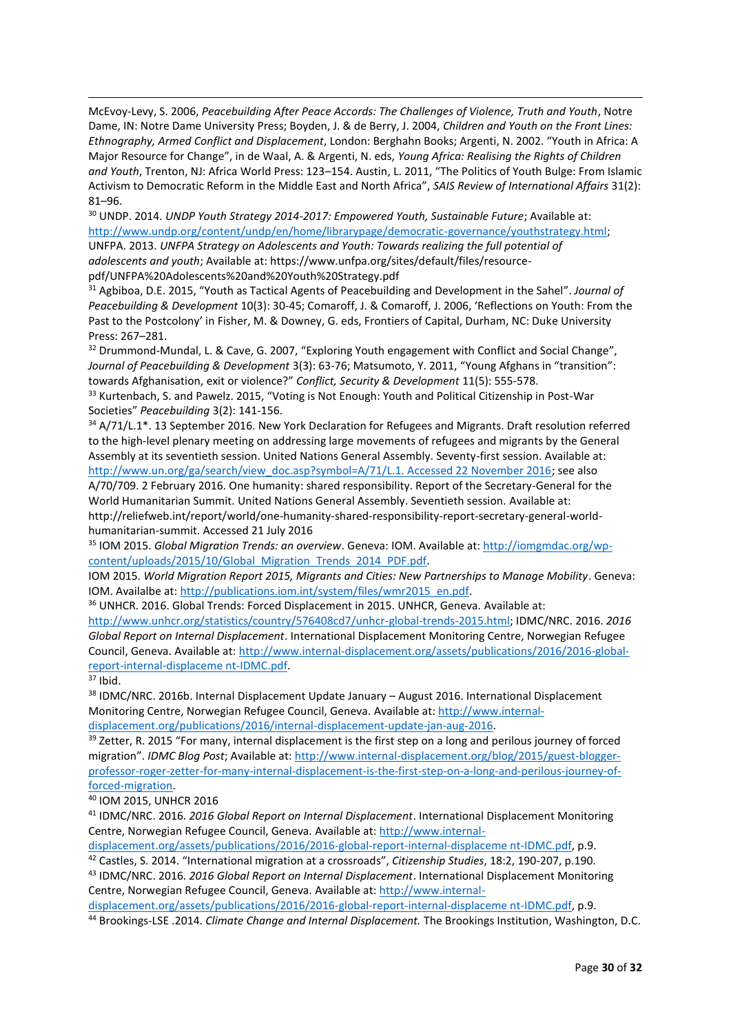McEvoy-Levy, S. 2006, *Peacebuilding After Peace Accords: The Challenges of Violence, Truth and Youth*, Notre Dame, IN: Notre Dame University Press; Boyden, J. & de Berry, J. 2004, *Children and Youth on the Front Lines: Ethnography, Armed Conflict and Displacement*, London: Berghahn Books; Argenti, N. 2002. "Youth in Africa: A Major Resource for Change", in de Waal, A. & Argenti, N. eds, *Young Africa: Realising the Rights of Children and Youth*, Trenton, NJ: Africa World Press: 123–154. Austin, L. 2011, "The Politics of Youth Bulge: From Islamic Activism to Democratic Reform in the Middle East and North Africa", *SAIS Review of International Affairs* 31(2): 81–96.

[30] UNDP. 2014. *UNDP Youth Strategy 2014-2017: Empowered Youth, Sustainable Future*; Available at: http://www.undp.org/content/undp/en/home/librarypage/democratic-governance/youthstrategy.html; UNFPA. 2013. *UNFPA Strategy on Adolescents and Youth: Towards realizing the full potential of adolescents and youth*; Available at: https://www.unfpa.org/sites/default/files/resource-pdf/UNFPA%20Adolescents%20and%20Youth%20Strategy.pdf

[31] Agbiboa, D.E. 2015, "Youth as Tactical Agents of Peacebuilding and Development in the Sahel". *Journal of Peacebuilding & Development* 10(3): 30-45; Comaroff, J. & Comaroff, J. 2006, 'Reflections on Youth: From the Past to the Postcolony' in Fisher, M. & Downey, G. eds, Frontiers of Capital, Durham, NC: Duke University Press: 267–281.

[32] Drummond-Mundal, L. & Cave, G. 2007, "Exploring Youth engagement with Conflict and Social Change", *Journal of Peacebuilding & Development* 3(3): 63-76; Matsumoto, Y. 2011, "Young Afghans in "transition": towards Afghanisation, exit or violence?" *Conflict, Security & Development* 11(5): 555-578.

[33] Kurtenbach, S. and Pawelz. 2015, "Voting is Not Enough: Youth and Political Citizenship in Post-War Societies" *Peacebuilding* 3(2): 141-156.

[34] A/71/L.1*. 13 September 2016. New York Declaration for Refugees and Migrants. Draft resolution referred to the high-level plenary meeting on addressing large movements of refugees and migrants by the General Assembly at its seventieth session. United Nations General Assembly. Seventy-first session. Available at: http://www.un.org/ga/search/view_doc.asp?symbol=A/71/L.1. Accessed 22 November 2016; see also A/70/709. 2 February 2016. One humanity: shared responsibility. Report of the Secretary-General for the World Humanitarian Summit. United Nations General Assembly. Seventieth session. Available at: http://reliefweb.int/report/world/one-humanity-shared-responsibility-report-secretary-general-world-humanitarian-summit. Accessed 21 July 2016

[35] IOM 2015. *Global Migration Trends: an overview*. Geneva: IOM. Available at: http://iomgmdac.org/wp-content/uploads/2015/10/Global_Migration_Trends_2014_PDF.pdf.

IOM 2015. *World Migration Report 2015, Migrants and Cities: New Partnerships to Manage Mobility*. Geneva: IOM. Availalbe at: http://publications.iom.int/system/files/wmr2015_en.pdf.

[36] UNHCR. 2016. Global Trends: Forced Displacement in 2015. UNHCR, Geneva. Available at: http://www.unhcr.org/statistics/country/576408cd7/unhcr-global-trends-2015.html; IDMC/NRC. 2016. *2016 Global Report on Internal Displacement*. International Displacement Monitoring Centre, Norwegian Refugee Council, Geneva. Available at: http://www.internal-displacement.org/assets/publications/2016/2016-global-report-internal-displaceme nt-IDMC.pdf.

[37] Ibid.

[38] IDMC/NRC. 2016b. Internal Displacement Update January – August 2016. International Displacement Monitoring Centre, Norwegian Refugee Council, Geneva. Available at: http://www.internal-displacement.org/publications/2016/internal-displacement-update-jan-aug-2016.

[39] Zetter, R. 2015 "For many, internal displacement is the first step on a long and perilous journey of forced migration". *IDMC Blog Post*; Available at: http://www.internal-displacement.org/blog/2015/guest-blogger-professor-roger-zetter-for-many-internal-displacement-is-the-first-step-on-a-long-and-perilous-journey-of-forced-migration.

[40] IOM 2015, UNHCR 2016

[41] IDMC/NRC. 2016. *2016 Global Report on Internal Displacement*. International Displacement Monitoring Centre, Norwegian Refugee Council, Geneva. Available at: http://www.internal-displacement.org/assets/publications/2016/2016-global-report-internal-displaceme nt-IDMC.pdf, p.9.

[42] Castles, S. 2014. "International migration at a crossroads", *Citizenship Studies*, 18:2, 190-207, p.190.

[43] IDMC/NRC. 2016. *2016 Global Report on Internal Displacement*. International Displacement Monitoring Centre, Norwegian Refugee Council, Geneva. Available at: http://www.internal-displacement.org/assets/publications/2016/2016-global-report-internal-displaceme nt-IDMC.pdf, p.9.

[44] Brookings-LSE .2014. *Climate Change and Internal Displacement.* The Brookings Institution, Washington, D.C.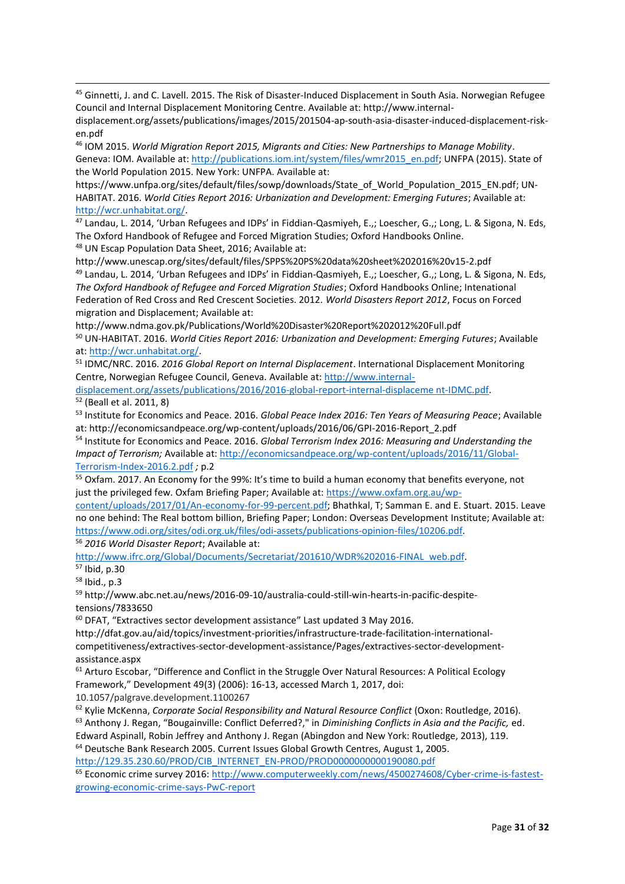[45] Ginnetti, J. and C. Lavell. 2015. The Risk of Disaster-Induced Displacement in South Asia. Norwegian Refugee Council and Internal Displacement Monitoring Centre. Available at: http://www.internal-displacement.org/assets/publications/images/2015/201504-ap-south-asia-disaster-induced-displacement-risk-en.pdf

[46] IOM 2015. *World Migration Report 2015, Migrants and Cities: New Partnerships to Manage Mobility*. Geneva: IOM. Available at: http://publications.iom.int/system/files/wmr2015_en.pdf; UNFPA (2015). State of the World Population 2015. New York: UNFPA. Available at: https://www.unfpa.org/sites/default/files/sowp/downloads/State_of_World_Population_2015_EN.pdf; UN-HABITAT. 2016. *World Cities Report 2016: Urbanization and Development: Emerging Futures*; Available at: http://wcr.unhabitat.org/.

[47] Landau, L. 2014, 'Urban Refugees and IDPs' in Fiddian-Qasmiyeh, E.,; Loescher, G.,; Long, L. & Sigona, N. Eds, The Oxford Handbook of Refugee and Forced Migration Studies; Oxford Handbooks Online.

[48] UN Escap Population Data Sheet, 2016; Available at: http://www.unescap.org/sites/default/files/SPPS%20PS%20data%20sheet%202016%20v15-2.pdf

[49] Landau, L. 2014, 'Urban Refugees and IDPs' in Fiddian-Qasmiyeh, E.,; Loescher, G.,; Long, L. & Sigona, N. Eds, *The Oxford Handbook of Refugee and Forced Migration Studies*; Oxford Handbooks Online; Intenational Federation of Red Cross and Red Crescent Societies. 2012. *World Disasters Report 2012*, Focus on Forced migration and Displacement; Available at: http://www.ndma.gov.pk/Publications/World%20Disaster%20Report%202012%20Full.pdf

[50] UN-HABITAT. 2016. *World Cities Report 2016: Urbanization and Development: Emerging Futures*; Available at: http://wcr.unhabitat.org/.

[51] IDMC/NRC. 2016. *2016 Global Report on Internal Displacement*. International Displacement Monitoring Centre, Norwegian Refugee Council, Geneva. Available at: http://www.internal-displacement.org/assets/publications/2016/2016-global-report-internal-displaceme nt-IDMC.pdf.

[52] (Beall et al. 2011, 8)

[53] Institute for Economics and Peace. 2016. *Global Peace Index 2016: Ten Years of Measuring Peace*; Available at: http://economicsandpeace.org/wp-content/uploads/2016/06/GPI-2016-Report_2.pdf

[54] Institute for Economics and Peace. 2016. *Global Terrorism Index 2016: Measuring and Understanding the Impact of Terrorism;* Available at: http://economicsandpeace.org/wp-content/uploads/2016/11/Global-Terrorism-Index-2016.2.pdf *;* p.2

[55] Oxfam. 2017. An Economy for the 99%: It's time to build a human economy that benefits everyone, not just the privileged few. Oxfam Briefing Paper; Available at: https://www.oxfam.org.au/wp-content/uploads/2017/01/An-economy-for-99-percent.pdf; Bhathkal, T; Samman E. and E. Stuart. 2015. Leave no one behind: The Real bottom billion, Briefing Paper; London: Overseas Development Institute; Available at: https://www.odi.org/sites/odi.org.uk/files/odi-assets/publications-opinion-files/10206.pdf.

[56] *2016 World Disaster Report*; Available at: http://www.ifrc.org/Global/Documents/Secretariat/201610/WDR%202016-FINAL_web.pdf.

[57] Ibid, p.30

[58] Ibid., p.3

[59] http://www.abc.net.au/news/2016-09-10/australia-could-still-win-hearts-in-pacific-despite-tensions/7833650

[60] DFAT, "Extractives sector development assistance" Last updated 3 May 2016. http://dfat.gov.au/aid/topics/investment-priorities/infrastructure-trade-facilitation-international-competitiveness/extractives-sector-development-assistance/Pages/extractives-sector-development-assistance.aspx

[61] Arturo Escobar, "Difference and Conflict in the Struggle Over Natural Resources: A Political Ecology Framework," Development 49(3) (2006): 16-13, accessed March 1, 2017, doi: 10.1057/palgrave.development.1100267

[62] Kylie McKenna, *Corporate Social Responsibility and Natural Resource Conflict* (Oxon: Routledge, 2016).

[63] Anthony J. Regan, "Bougainville: Conflict Deferred?," in *Diminishing Conflicts in Asia and the Pacific,* ed. Edward Aspinall, Robin Jeffrey and Anthony J. Regan (Abingdon and New York: Routledge, 2013), 119.

[64] Deutsche Bank Research 2005. Current Issues Global Growth Centres, August 1, 2005. http://129.35.230.60/PROD/CIB_INTERNET_EN-PROD/PROD0000000000190080.pdf

[65] Economic crime survey 2016: http://www.computerweekly.com/news/4500274608/Cyber-crime-is-fastest-growing-economic-crime-says-PwC-report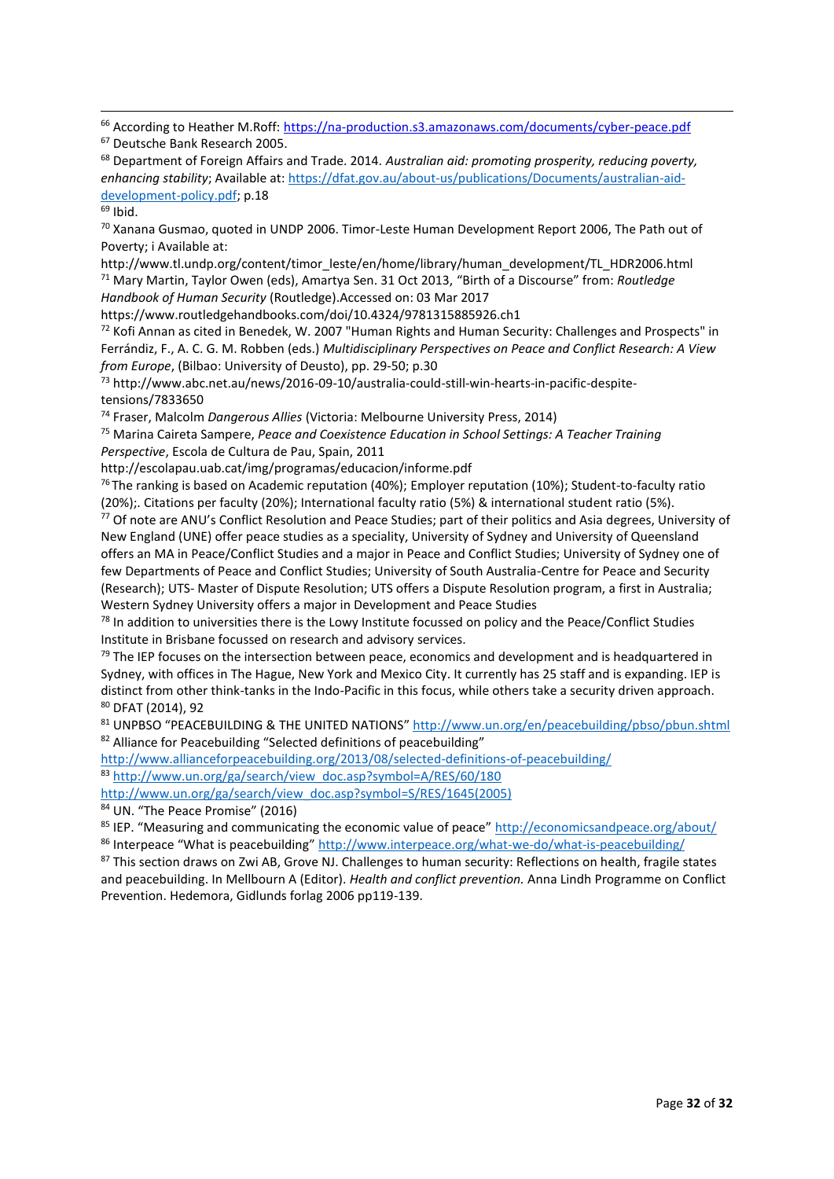[66] According to Heather M.Roff: https://na-production.s3.amazonaws.com/documents/cyber-peace.pdf

[67] Deutsche Bank Research 2005.

[68] Department of Foreign Affairs and Trade. 2014. *Australian aid: promoting prosperity, reducing poverty, enhancing stability*; Available at: https://dfat.gov.au/about-us/publications/Documents/australian-aid-development-policy.pdf; p.18

[69] Ibid.

[70] Xanana Gusmao, quoted in UNDP 2006. Timor-Leste Human Development Report 2006, The Path out of Poverty; i Available at: http://www.tl.undp.org/content/timor_leste/en/home/library/human_development/TL_HDR2006.html

[71] Mary Martin, Taylor Owen (eds), Amartya Sen. 31 Oct 2013, "Birth of a Discourse" from: *Routledge Handbook of Human Security* (Routledge).Accessed on: 03 Mar 2017 https://www.routledgehandbooks.com/doi/10.4324/9781315885926.ch1

[72] Kofi Annan as cited in Benedek, W. 2007 "Human Rights and Human Security: Challenges and Prospects" in Ferrándiz, F., A. C. G. M. Robben (eds.) *Multidisciplinary Perspectives on Peace and Conflict Research: A View from Europe*, (Bilbao: University of Deusto), pp. 29-50; p.30

[73] http://www.abc.net.au/news/2016-09-10/australia-could-still-win-hearts-in-pacific-despite-tensions/7833650

[74] Fraser, Malcolm *Dangerous Allies* (Victoria: Melbourne University Press, 2014)

[75] Marina Caireta Sampere, *Peace and Coexistence Education in School Settings: A Teacher Training Perspective*, Escola de Cultura de Pau, Spain, 2011 http://escolapau.uab.cat/img/programas/educacion/informe.pdf

[76] The ranking is based on Academic reputation (40%); Employer reputation (10%); Student-to-faculty ratio (20%);. Citations per faculty (20%); International faculty ratio (5%) & international student ratio (5%).

[77] Of note are ANU's Conflict Resolution and Peace Studies; part of their politics and Asia degrees, University of New England (UNE) offer peace studies as a speciality, University of Sydney and University of Queensland offers an MA in Peace/Conflict Studies and a major in Peace and Conflict Studies; University of Sydney one of few Departments of Peace and Conflict Studies; University of South Australia-Centre for Peace and Security (Research); UTS- Master of Dispute Resolution; UTS offers a Dispute Resolution program, a first in Australia; Western Sydney University offers a major in Development and Peace Studies

[78] In addition to universities there is the Lowy Institute focussed on policy and the Peace/Conflict Studies Institute in Brisbane focussed on research and advisory services.

[79] The IEP focuses on the intersection between peace, economics and development and is headquartered in Sydney, with offices in The Hague, New York and Mexico City. It currently has 25 staff and is expanding. IEP is distinct from other think-tanks in the Indo-Pacific in this focus, while others take a security driven approach.

[80] DFAT (2014), 92

[81] UNPBSO "PEACEBUILDING & THE UNITED NATIONS" http://www.un.org/en/peacebuilding/pbso/pbun.shtml

[82] Alliance for Peacebuilding "Selected definitions of peacebuilding" http://www.allianceforpeacebuilding.org/2013/08/selected-definitions-of-peacebuilding/

[83] http://www.un.org/ga/search/view_doc.asp?symbol=A/RES/60/180 http://www.un.org/ga/search/view_doc.asp?symbol=S/RES/1645(2005)

[84] UN. "The Peace Promise" (2016)

[85] IEP. "Measuring and communicating the economic value of peace" http://economicsandpeace.org/about/

[86] Interpeace "What is peacebuilding" http://www.interpeace.org/what-we-do/what-is-peacebuilding/

[87] This section draws on Zwi AB, Grove NJ. Challenges to human security: Reflections on health, fragile states and peacebuilding. In Mellbourn A (Editor). *Health and conflict prevention.* Anna Lindh Programme on Conflict Prevention. Hedemora, Gidlunds forlag 2006 pp119-139.